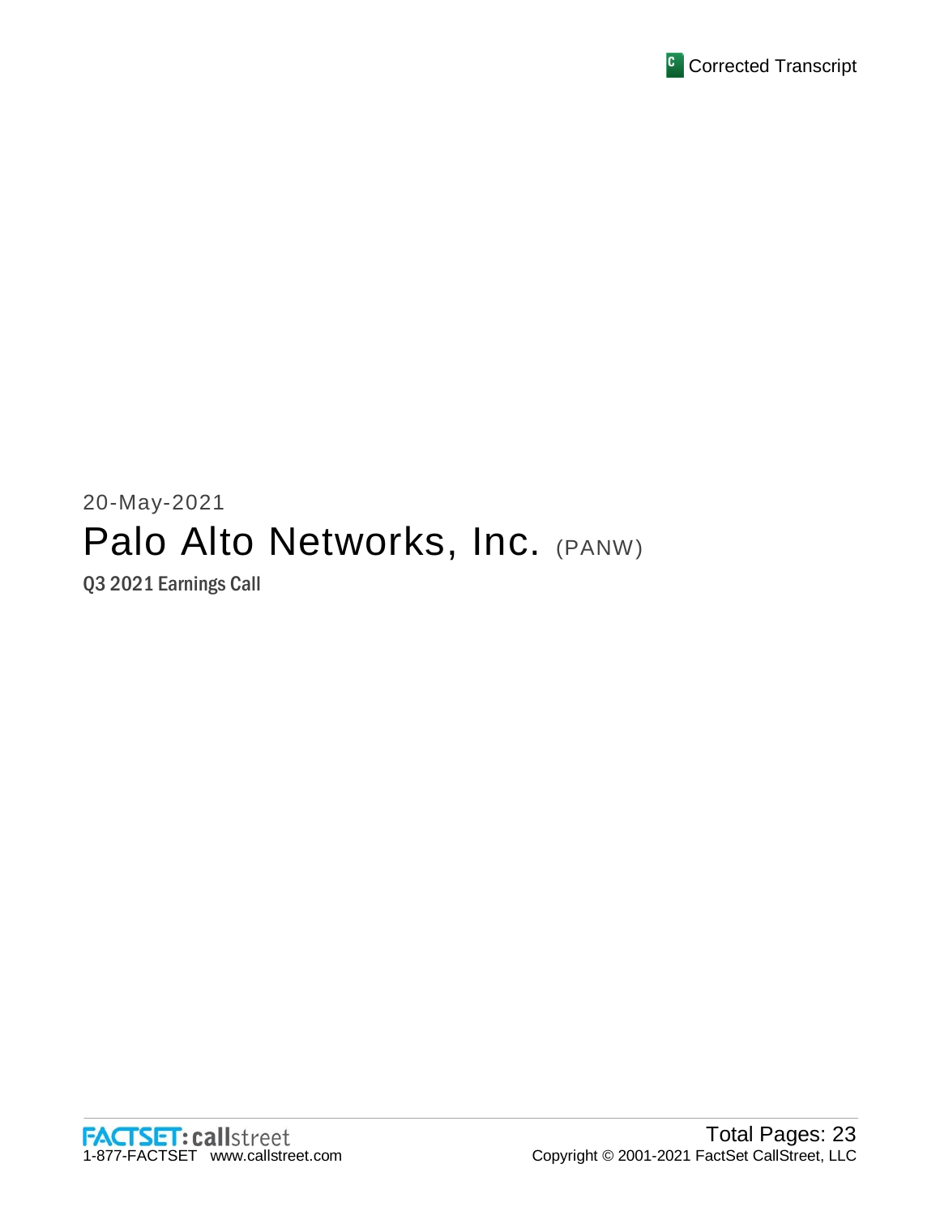Corrected Transcript

20-May-2021

# Palo Alto Networks, Inc. (PANW)

## Q3 2021 Earnings Call

FACTSET: callstreet
1-877-FACTSET www.callstreet.com

Total Pages: 23
Copyright © 2001-2021 FactSet CallStreet, LLC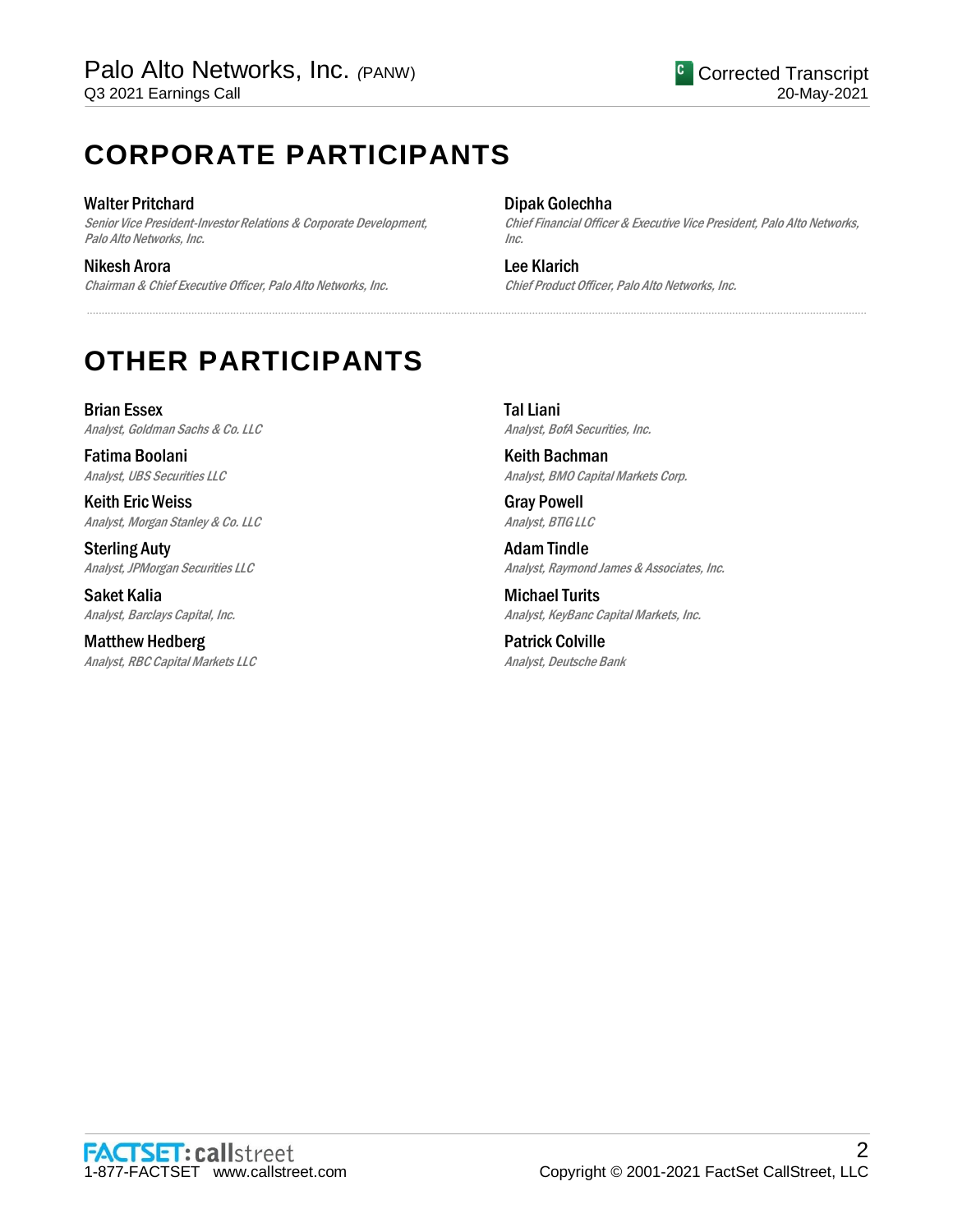# CORPORATE PARTICIPANTS

**Walter Pritchard**
*Senior Vice President-Investor Relations & Corporate Development, Palo Alto Networks, Inc.*

**Nikesh Arora**
*Chairman & Chief Executive Officer, Palo Alto Networks, Inc.*

**Dipak Golechha**
*Chief Financial Officer & Executive Vice President, Palo Alto Networks, Inc.*

**Lee Klarich**
*Chief Product Officer, Palo Alto Networks, Inc.*

# OTHER PARTICIPANTS

**Brian Essex**
*Analyst, Goldman Sachs & Co. LLC*

**Fatima Boolani**
*Analyst, UBS Securities LLC*

**Keith Eric Weiss**
*Analyst, Morgan Stanley & Co. LLC*

**Sterling Auty**
*Analyst, JPMorgan Securities LLC*

**Saket Kalia**
*Analyst, Barclays Capital, Inc.*

**Matthew Hedberg**
*Analyst, RBC Capital Markets LLC*

**Tal Liani**
*Analyst, BofA Securities, Inc.*

**Keith Bachman**
*Analyst, BMO Capital Markets Corp.*

**Gray Powell**
*Analyst, BTIG LLC*

**Adam Tindle**
*Analyst, Raymond James & Associates, Inc.*

**Michael Turits**
*Analyst, KeyBanc Capital Markets, Inc.*

**Patrick Colville**
*Analyst, Deutsche Bank*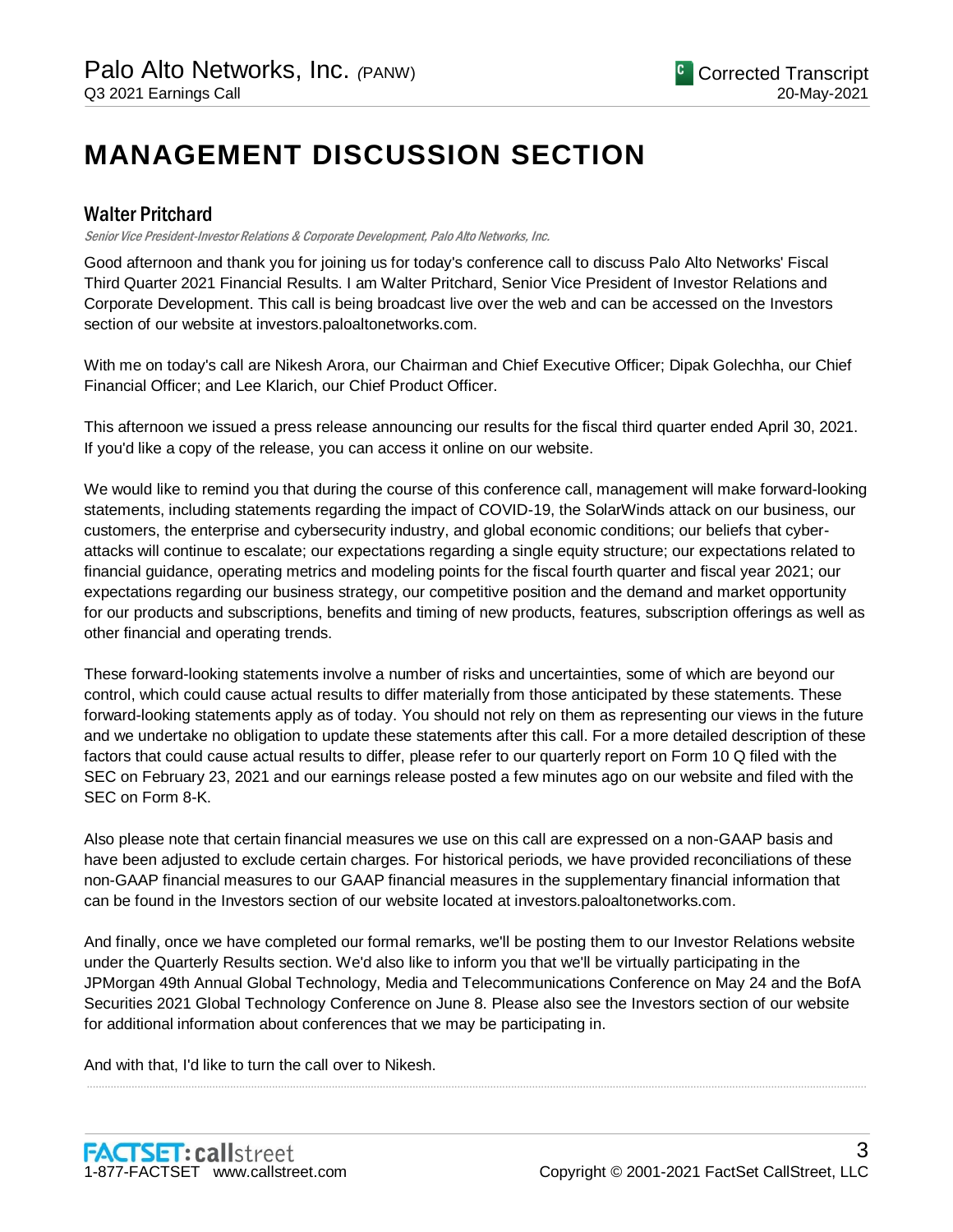# MANAGEMENT DISCUSSION SECTION

## Walter Pritchard

*Senior Vice President-Investor Relations & Corporate Development, Palo Alto Networks, Inc.*

Good afternoon and thank you for joining us for today's conference call to discuss Palo Alto Networks' Fiscal Third Quarter 2021 Financial Results. I am Walter Pritchard, Senior Vice President of Investor Relations and Corporate Development. This call is being broadcast live over the web and can be accessed on the Investors section of our website at investors.paloaltonetworks.com.

With me on today's call are Nikesh Arora, our Chairman and Chief Executive Officer; Dipak Golechha, our Chief Financial Officer; and Lee Klarich, our Chief Product Officer.

This afternoon we issued a press release announcing our results for the fiscal third quarter ended April 30, 2021. If you'd like a copy of the release, you can access it online on our website.

We would like to remind you that during the course of this conference call, management will make forward-looking statements, including statements regarding the impact of COVID-19, the SolarWinds attack on our business, our customers, the enterprise and cybersecurity industry, and global economic conditions; our beliefs that cyber-attacks will continue to escalate; our expectations regarding a single equity structure; our expectations related to financial guidance, operating metrics and modeling points for the fiscal fourth quarter and fiscal year 2021; our expectations regarding our business strategy, our competitive position and the demand and market opportunity for our products and subscriptions, benefits and timing of new products, features, subscription offerings as well as other financial and operating trends.

These forward-looking statements involve a number of risks and uncertainties, some of which are beyond our control, which could cause actual results to differ materially from those anticipated by these statements. These forward-looking statements apply as of today. You should not rely on them as representing our views in the future and we undertake no obligation to update these statements after this call. For a more detailed description of these factors that could cause actual results to differ, please refer to our quarterly report on Form 10 Q filed with the SEC on February 23, 2021 and our earnings release posted a few minutes ago on our website and filed with the SEC on Form 8-K.

Also please note that certain financial measures we use on this call are expressed on a non-GAAP basis and have been adjusted to exclude certain charges. For historical periods, we have provided reconciliations of these non-GAAP financial measures to our GAAP financial measures in the supplementary financial information that can be found in the Investors section of our website located at investors.paloaltonetworks.com.

And finally, once we have completed our formal remarks, we'll be posting them to our Investor Relations website under the Quarterly Results section. We'd also like to inform you that we'll be virtually participating in the JPMorgan 49th Annual Global Technology, Media and Telecommunications Conference on May 24 and the BofA Securities 2021 Global Technology Conference on June 8. Please also see the Investors section of our website for additional information about conferences that we may be participating in.

And with that, I'd like to turn the call over to Nikesh.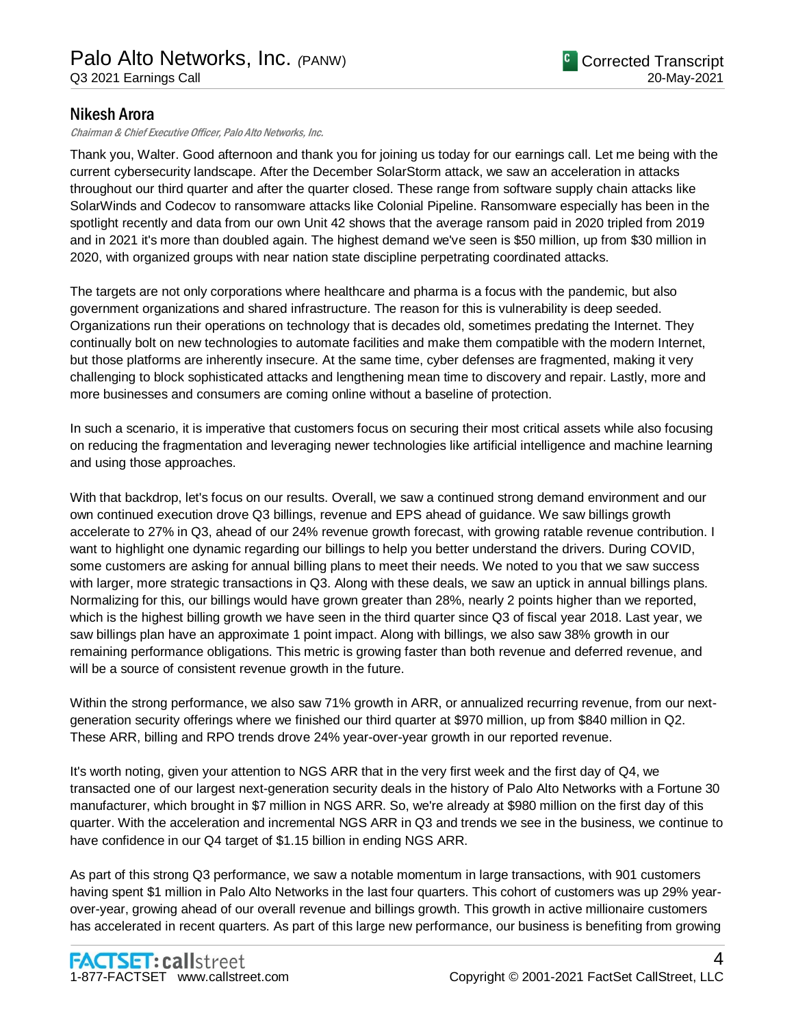## Nikesh Arora

*Chairman & Chief Executive Officer, Palo Alto Networks, Inc.*

Thank you, Walter. Good afternoon and thank you for joining us today for our earnings call. Let me being with the current cybersecurity landscape. After the December SolarStorm attack, we saw an acceleration in attacks throughout our third quarter and after the quarter closed. These range from software supply chain attacks like SolarWinds and Codecov to ransomware attacks like Colonial Pipeline. Ransomware especially has been in the spotlight recently and data from our own Unit 42 shows that the average ransom paid in 2020 tripled from 2019 and in 2021 it's more than doubled again. The highest demand we've seen is $50 million, up from $30 million in 2020, with organized groups with near nation state discipline perpetrating coordinated attacks.

The targets are not only corporations where healthcare and pharma is a focus with the pandemic, but also government organizations and shared infrastructure. The reason for this is vulnerability is deep seeded. Organizations run their operations on technology that is decades old, sometimes predating the Internet. They continually bolt on new technologies to automate facilities and make them compatible with the modern Internet, but those platforms are inherently insecure. At the same time, cyber defenses are fragmented, making it very challenging to block sophisticated attacks and lengthening mean time to discovery and repair. Lastly, more and more businesses and consumers are coming online without a baseline of protection.

In such a scenario, it is imperative that customers focus on securing their most critical assets while also focusing on reducing the fragmentation and leveraging newer technologies like artificial intelligence and machine learning and using those approaches.

With that backdrop, let's focus on our results. Overall, we saw a continued strong demand environment and our own continued execution drove Q3 billings, revenue and EPS ahead of guidance. We saw billings growth accelerate to 27% in Q3, ahead of our 24% revenue growth forecast, with growing ratable revenue contribution. I want to highlight one dynamic regarding our billings to help you better understand the drivers. During COVID, some customers are asking for annual billing plans to meet their needs. We noted to you that we saw success with larger, more strategic transactions in Q3. Along with these deals, we saw an uptick in annual billings plans. Normalizing for this, our billings would have grown greater than 28%, nearly 2 points higher than we reported, which is the highest billing growth we have seen in the third quarter since Q3 of fiscal year 2018. Last year, we saw billings plan have an approximate 1 point impact. Along with billings, we also saw 38% growth in our remaining performance obligations. This metric is growing faster than both revenue and deferred revenue, and will be a source of consistent revenue growth in the future.

Within the strong performance, we also saw 71% growth in ARR, or annualized recurring revenue, from our next-generation security offerings where we finished our third quarter at $970 million, up from $840 million in Q2. These ARR, billing and RPO trends drove 24% year-over-year growth in our reported revenue.

It's worth noting, given your attention to NGS ARR that in the very first week and the first day of Q4, we transacted one of our largest next-generation security deals in the history of Palo Alto Networks with a Fortune 30 manufacturer, which brought in $7 million in NGS ARR. So, we're already at $980 million on the first day of this quarter. With the acceleration and incremental NGS ARR in Q3 and trends we see in the business, we continue to have confidence in our Q4 target of $1.15 billion in ending NGS ARR.

As part of this strong Q3 performance, we saw a notable momentum in large transactions, with 901 customers having spent $1 million in Palo Alto Networks in the last four quarters. This cohort of customers was up 29% year-over-year, growing ahead of our overall revenue and billings growth. This growth in active millionaire customers has accelerated in recent quarters. As part of this large new performance, our business is benefiting from growing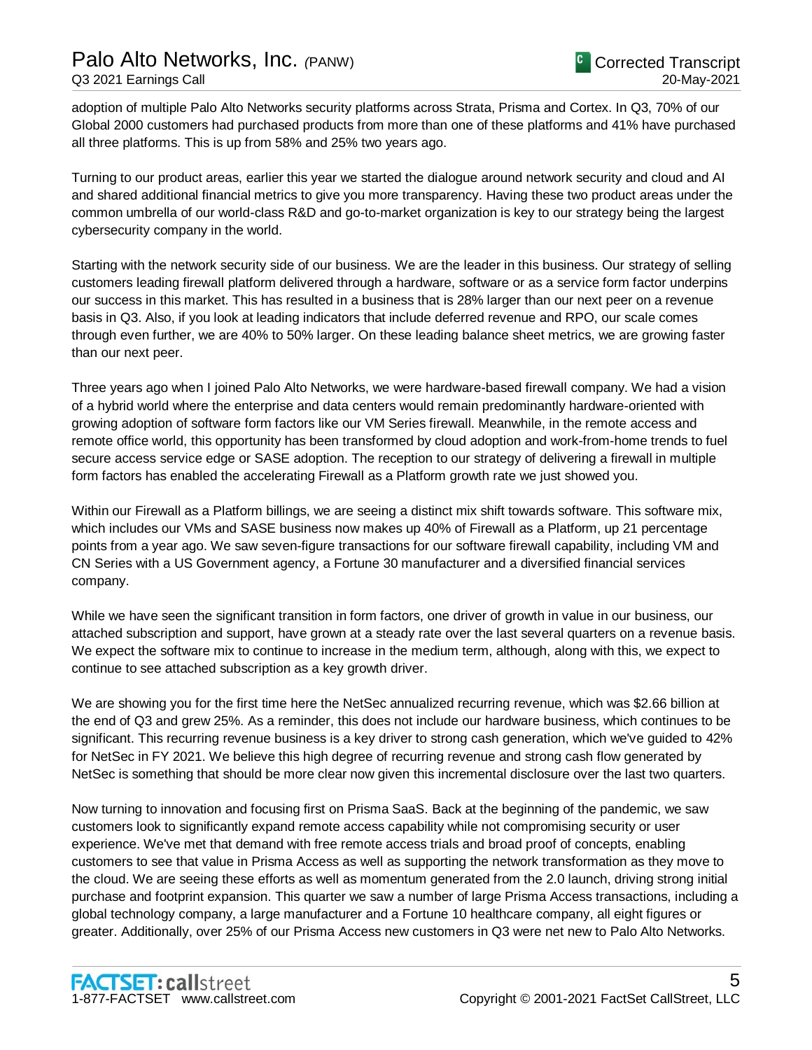adoption of multiple Palo Alto Networks security platforms across Strata, Prisma and Cortex. In Q3, 70% of our Global 2000 customers had purchased products from more than one of these platforms and 41% have purchased all three platforms. This is up from 58% and 25% two years ago.

Turning to our product areas, earlier this year we started the dialogue around network security and cloud and AI and shared additional financial metrics to give you more transparency. Having these two product areas under the common umbrella of our world-class R&D and go-to-market organization is key to our strategy being the largest cybersecurity company in the world.

Starting with the network security side of our business. We are the leader in this business. Our strategy of selling customers leading firewall platform delivered through a hardware, software or as a service form factor underpins our success in this market. This has resulted in a business that is 28% larger than our next peer on a revenue basis in Q3. Also, if you look at leading indicators that include deferred revenue and RPO, our scale comes through even further, we are 40% to 50% larger. On these leading balance sheet metrics, we are growing faster than our next peer.

Three years ago when I joined Palo Alto Networks, we were hardware-based firewall company. We had a vision of a hybrid world where the enterprise and data centers would remain predominantly hardware-oriented with growing adoption of software form factors like our VM Series firewall. Meanwhile, in the remote access and remote office world, this opportunity has been transformed by cloud adoption and work-from-home trends to fuel secure access service edge or SASE adoption. The reception to our strategy of delivering a firewall in multiple form factors has enabled the accelerating Firewall as a Platform growth rate we just showed you.

Within our Firewall as a Platform billings, we are seeing a distinct mix shift towards software. This software mix, which includes our VMs and SASE business now makes up 40% of Firewall as a Platform, up 21 percentage points from a year ago. We saw seven-figure transactions for our software firewall capability, including VM and CN Series with a US Government agency, a Fortune 30 manufacturer and a diversified financial services company.

While we have seen the significant transition in form factors, one driver of growth in value in our business, our attached subscription and support, have grown at a steady rate over the last several quarters on a revenue basis. We expect the software mix to continue to increase in the medium term, although, along with this, we expect to continue to see attached subscription as a key growth driver.

We are showing you for the first time here the NetSec annualized recurring revenue, which was $2.66 billion at the end of Q3 and grew 25%. As a reminder, this does not include our hardware business, which continues to be significant. This recurring revenue business is a key driver to strong cash generation, which we've guided to 42% for NetSec in FY 2021. We believe this high degree of recurring revenue and strong cash flow generated by NetSec is something that should be more clear now given this incremental disclosure over the last two quarters.

Now turning to innovation and focusing first on Prisma SaaS. Back at the beginning of the pandemic, we saw customers look to significantly expand remote access capability while not compromising security or user experience. We've met that demand with free remote access trials and broad proof of concepts, enabling customers to see that value in Prisma Access as well as supporting the network transformation as they move to the cloud. We are seeing these efforts as well as momentum generated from the 2.0 launch, driving strong initial purchase and footprint expansion. This quarter we saw a number of large Prisma Access transactions, including a global technology company, a large manufacturer and a Fortune 10 healthcare company, all eight figures or greater. Additionally, over 25% of our Prisma Access new customers in Q3 were net new to Palo Alto Networks.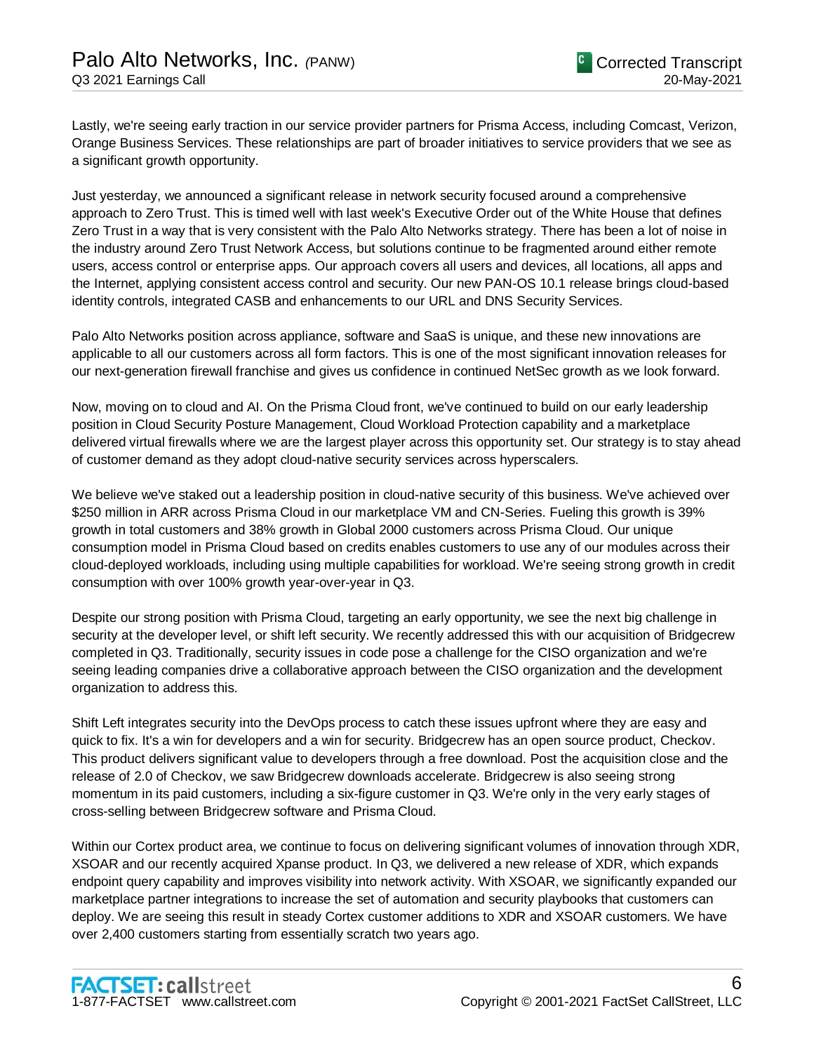Lastly, we're seeing early traction in our service provider partners for Prisma Access, including Comcast, Verizon, Orange Business Services. These relationships are part of broader initiatives to service providers that we see as a significant growth opportunity.

Just yesterday, we announced a significant release in network security focused around a comprehensive approach to Zero Trust. This is timed well with last week's Executive Order out of the White House that defines Zero Trust in a way that is very consistent with the Palo Alto Networks strategy. There has been a lot of noise in the industry around Zero Trust Network Access, but solutions continue to be fragmented around either remote users, access control or enterprise apps. Our approach covers all users and devices, all locations, all apps and the Internet, applying consistent access control and security. Our new PAN-OS 10.1 release brings cloud-based identity controls, integrated CASB and enhancements to our URL and DNS Security Services.

Palo Alto Networks position across appliance, software and SaaS is unique, and these new innovations are applicable to all our customers across all form factors. This is one of the most significant innovation releases for our next-generation firewall franchise and gives us confidence in continued NetSec growth as we look forward.

Now, moving on to cloud and AI. On the Prisma Cloud front, we've continued to build on our early leadership position in Cloud Security Posture Management, Cloud Workload Protection capability and a marketplace delivered virtual firewalls where we are the largest player across this opportunity set. Our strategy is to stay ahead of customer demand as they adopt cloud-native security services across hyperscalers.

We believe we've staked out a leadership position in cloud-native security of this business. We've achieved over $250 million in ARR across Prisma Cloud in our marketplace VM and CN-Series. Fueling this growth is 39% growth in total customers and 38% growth in Global 2000 customers across Prisma Cloud. Our unique consumption model in Prisma Cloud based on credits enables customers to use any of our modules across their cloud-deployed workloads, including using multiple capabilities for workload. We're seeing strong growth in credit consumption with over 100% growth year-over-year in Q3.

Despite our strong position with Prisma Cloud, targeting an early opportunity, we see the next big challenge in security at the developer level, or shift left security. We recently addressed this with our acquisition of Bridgecrew completed in Q3. Traditionally, security issues in code pose a challenge for the CISO organization and we're seeing leading companies drive a collaborative approach between the CISO organization and the development organization to address this.

Shift Left integrates security into the DevOps process to catch these issues upfront where they are easy and quick to fix. It's a win for developers and a win for security. Bridgecrew has an open source product, Checkov. This product delivers significant value to developers through a free download. Post the acquisition close and the release of 2.0 of Checkov, we saw Bridgecrew downloads accelerate. Bridgecrew is also seeing strong momentum in its paid customers, including a six-figure customer in Q3. We're only in the very early stages of cross-selling between Bridgecrew software and Prisma Cloud.

Within our Cortex product area, we continue to focus on delivering significant volumes of innovation through XDR, XSOAR and our recently acquired Xpanse product. In Q3, we delivered a new release of XDR, which expands endpoint query capability and improves visibility into network activity. With XSOAR, we significantly expanded our marketplace partner integrations to increase the set of automation and security playbooks that customers can deploy. We are seeing this result in steady Cortex customer additions to XDR and XSOAR customers. We have over 2,400 customers starting from essentially scratch two years ago.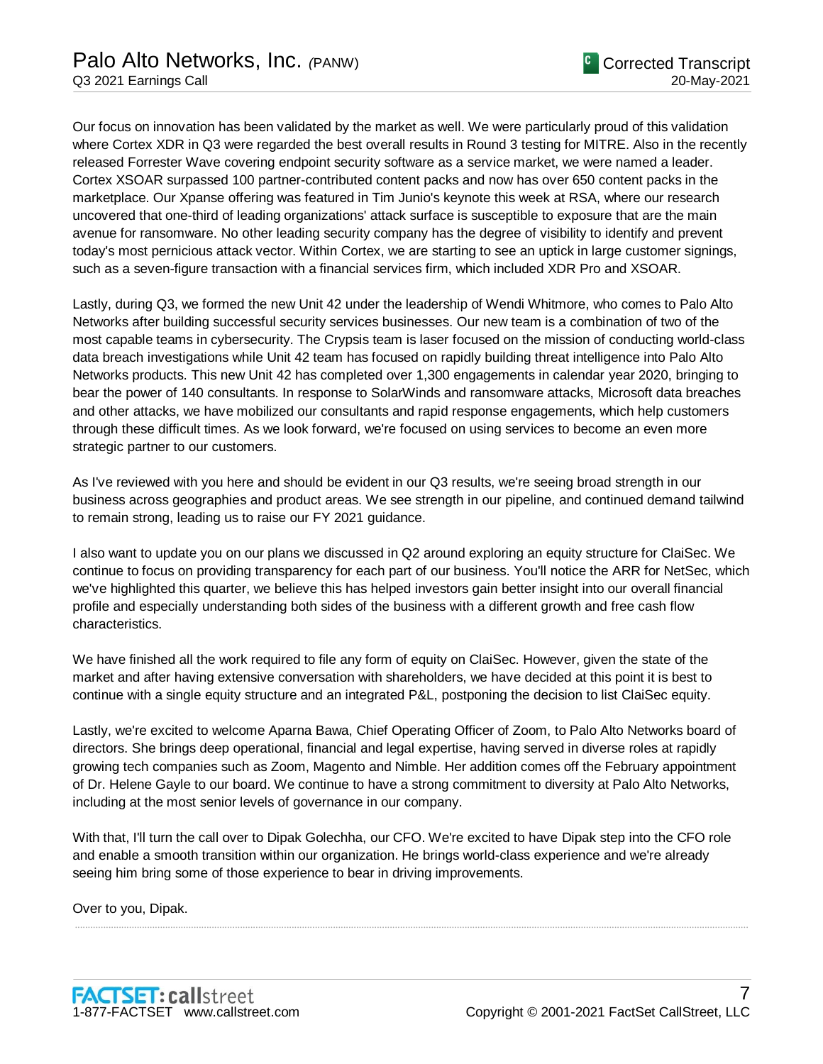Our focus on innovation has been validated by the market as well. We were particularly proud of this validation where Cortex XDR in Q3 were regarded the best overall results in Round 3 testing for MITRE. Also in the recently released Forrester Wave covering endpoint security software as a service market, we were named a leader. Cortex XSOAR surpassed 100 partner-contributed content packs and now has over 650 content packs in the marketplace. Our Xpanse offering was featured in Tim Junio's keynote this week at RSA, where our research uncovered that one-third of leading organizations' attack surface is susceptible to exposure that are the main avenue for ransomware. No other leading security company has the degree of visibility to identify and prevent today's most pernicious attack vector. Within Cortex, we are starting to see an uptick in large customer signings, such as a seven-figure transaction with a financial services firm, which included XDR Pro and XSOAR.

Lastly, during Q3, we formed the new Unit 42 under the leadership of Wendi Whitmore, who comes to Palo Alto Networks after building successful security services businesses. Our new team is a combination of two of the most capable teams in cybersecurity. The Crypsis team is laser focused on the mission of conducting world-class data breach investigations while Unit 42 team has focused on rapidly building threat intelligence into Palo Alto Networks products. This new Unit 42 has completed over 1,300 engagements in calendar year 2020, bringing to bear the power of 140 consultants. In response to SolarWinds and ransomware attacks, Microsoft data breaches and other attacks, we have mobilized our consultants and rapid response engagements, which help customers through these difficult times. As we look forward, we're focused on using services to become an even more strategic partner to our customers.

As I've reviewed with you here and should be evident in our Q3 results, we're seeing broad strength in our business across geographies and product areas. We see strength in our pipeline, and continued demand tailwind to remain strong, leading us to raise our FY 2021 guidance.

I also want to update you on our plans we discussed in Q2 around exploring an equity structure for ClaiSec. We continue to focus on providing transparency for each part of our business. You'll notice the ARR for NetSec, which we've highlighted this quarter, we believe this has helped investors gain better insight into our overall financial profile and especially understanding both sides of the business with a different growth and free cash flow characteristics.

We have finished all the work required to file any form of equity on ClaiSec. However, given the state of the market and after having extensive conversation with shareholders, we have decided at this point it is best to continue with a single equity structure and an integrated P&L, postponing the decision to list ClaiSec equity.

Lastly, we're excited to welcome Aparna Bawa, Chief Operating Officer of Zoom, to Palo Alto Networks board of directors. She brings deep operational, financial and legal expertise, having served in diverse roles at rapidly growing tech companies such as Zoom, Magento and Nimble. Her addition comes off the February appointment of Dr. Helene Gayle to our board. We continue to have a strong commitment to diversity at Palo Alto Networks, including at the most senior levels of governance in our company.

With that, I'll turn the call over to Dipak Golechha, our CFO. We're excited to have Dipak step into the CFO role and enable a smooth transition within our organization. He brings world-class experience and we're already seeing him bring some of those experience to bear in driving improvements.

Over to you, Dipak.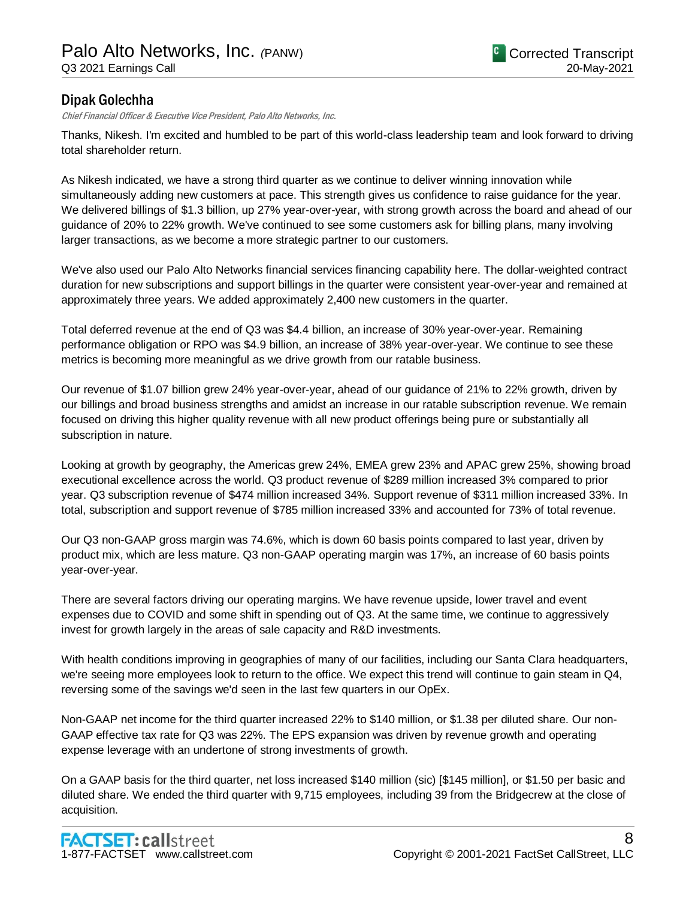## Dipak Golechha

*Chief Financial Officer & Executive Vice President, Palo Alto Networks, Inc.*

Thanks, Nikesh. I'm excited and humbled to be part of this world-class leadership team and look forward to driving total shareholder return.

As Nikesh indicated, we have a strong third quarter as we continue to deliver winning innovation while simultaneously adding new customers at pace. This strength gives us confidence to raise guidance for the year. We delivered billings of $1.3 billion, up 27% year-over-year, with strong growth across the board and ahead of our guidance of 20% to 22% growth. We've continued to see some customers ask for billing plans, many involving larger transactions, as we become a more strategic partner to our customers.

We've also used our Palo Alto Networks financial services financing capability here. The dollar-weighted contract duration for new subscriptions and support billings in the quarter were consistent year-over-year and remained at approximately three years. We added approximately 2,400 new customers in the quarter.

Total deferred revenue at the end of Q3 was $4.4 billion, an increase of 30% year-over-year. Remaining performance obligation or RPO was $4.9 billion, an increase of 38% year-over-year. We continue to see these metrics is becoming more meaningful as we drive growth from our ratable business.

Our revenue of $1.07 billion grew 24% year-over-year, ahead of our guidance of 21% to 22% growth, driven by our billings and broad business strengths and amidst an increase in our ratable subscription revenue. We remain focused on driving this higher quality revenue with all new product offerings being pure or substantially all subscription in nature.

Looking at growth by geography, the Americas grew 24%, EMEA grew 23% and APAC grew 25%, showing broad executional excellence across the world. Q3 product revenue of $289 million increased 3% compared to prior year. Q3 subscription revenue of $474 million increased 34%. Support revenue of $311 million increased 33%. In total, subscription and support revenue of $785 million increased 33% and accounted for 73% of total revenue.

Our Q3 non-GAAP gross margin was 74.6%, which is down 60 basis points compared to last year, driven by product mix, which are less mature. Q3 non-GAAP operating margin was 17%, an increase of 60 basis points year-over-year.

There are several factors driving our operating margins. We have revenue upside, lower travel and event expenses due to COVID and some shift in spending out of Q3. At the same time, we continue to aggressively invest for growth largely in the areas of sale capacity and R&D investments.

With health conditions improving in geographies of many of our facilities, including our Santa Clara headquarters, we're seeing more employees look to return to the office. We expect this trend will continue to gain steam in Q4, reversing some of the savings we'd seen in the last few quarters in our OpEx.

Non-GAAP net income for the third quarter increased 22% to $140 million, or $1.38 per diluted share. Our non-GAAP effective tax rate for Q3 was 22%. The EPS expansion was driven by revenue growth and operating expense leverage with an undertone of strong investments of growth.

On a GAAP basis for the third quarter, net loss increased $140 million (sic) [$145 million], or $1.50 per basic and diluted share. We ended the third quarter with 9,715 employees, including 39 from the Bridgecrew at the close of acquisition.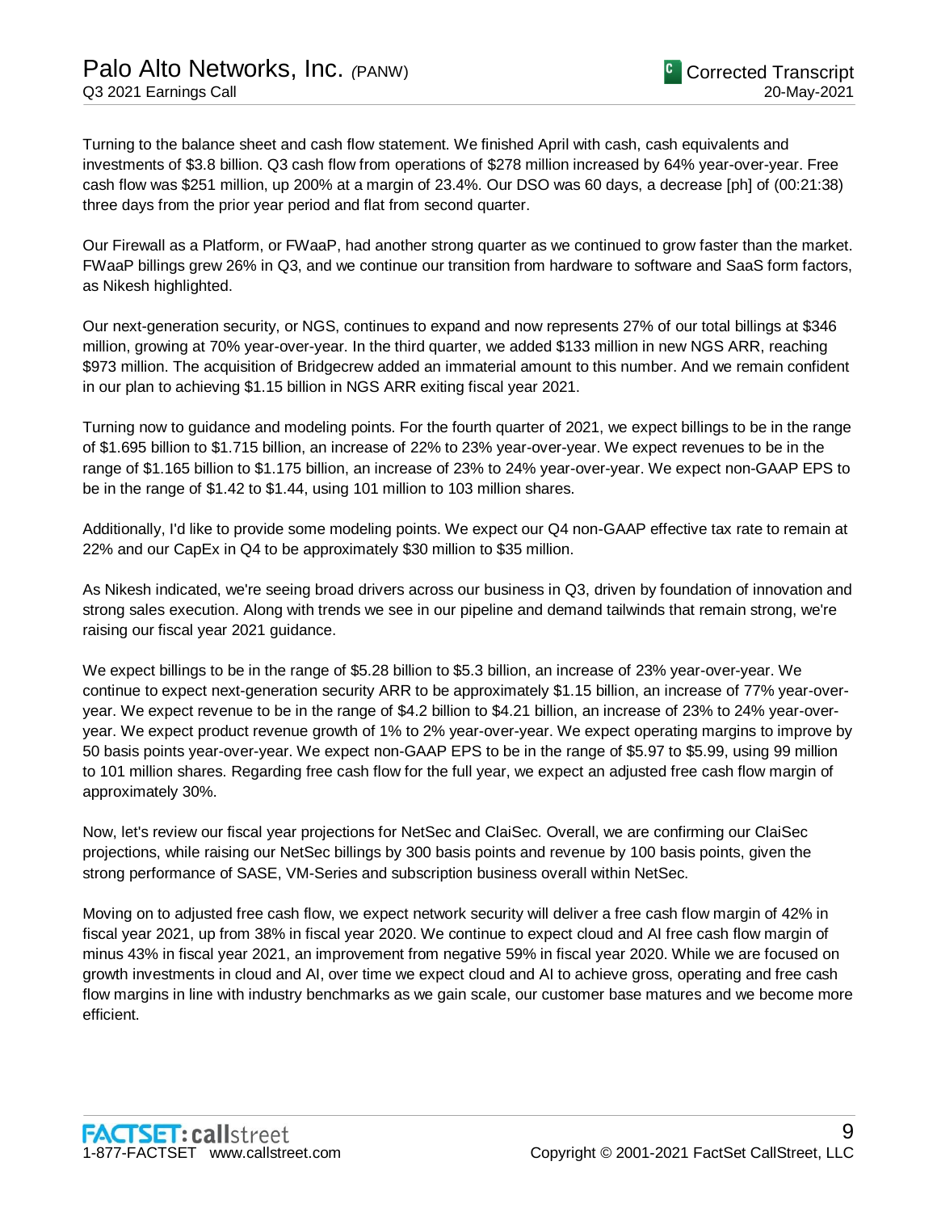Turning to the balance sheet and cash flow statement. We finished April with cash, cash equivalents and investments of $3.8 billion. Q3 cash flow from operations of $278 million increased by 64% year-over-year. Free cash flow was $251 million, up 200% at a margin of 23.4%. Our DSO was 60 days, a decrease [ph] of (00:21:38) three days from the prior year period and flat from second quarter.

Our Firewall as a Platform, or FWaaP, had another strong quarter as we continued to grow faster than the market. FWaaP billings grew 26% in Q3, and we continue our transition from hardware to software and SaaS form factors, as Nikesh highlighted.

Our next-generation security, or NGS, continues to expand and now represents 27% of our total billings at $346 million, growing at 70% year-over-year. In the third quarter, we added $133 million in new NGS ARR, reaching $973 million. The acquisition of Bridgecrew added an immaterial amount to this number. And we remain confident in our plan to achieving $1.15 billion in NGS ARR exiting fiscal year 2021.

Turning now to guidance and modeling points. For the fourth quarter of 2021, we expect billings to be in the range of $1.695 billion to $1.715 billion, an increase of 22% to 23% year-over-year. We expect revenues to be in the range of $1.165 billion to $1.175 billion, an increase of 23% to 24% year-over-year. We expect non-GAAP EPS to be in the range of $1.42 to $1.44, using 101 million to 103 million shares.

Additionally, I'd like to provide some modeling points. We expect our Q4 non-GAAP effective tax rate to remain at 22% and our CapEx in Q4 to be approximately $30 million to $35 million.

As Nikesh indicated, we're seeing broad drivers across our business in Q3, driven by foundation of innovation and strong sales execution. Along with trends we see in our pipeline and demand tailwinds that remain strong, we're raising our fiscal year 2021 guidance.

We expect billings to be in the range of $5.28 billion to $5.3 billion, an increase of 23% year-over-year. We continue to expect next-generation security ARR to be approximately $1.15 billion, an increase of 77% year-over-year. We expect revenue to be in the range of $4.2 billion to $4.21 billion, an increase of 23% to 24% year-over-year. We expect product revenue growth of 1% to 2% year-over-year. We expect operating margins to improve by 50 basis points year-over-year. We expect non-GAAP EPS to be in the range of $5.97 to $5.99, using 99 million to 101 million shares. Regarding free cash flow for the full year, we expect an adjusted free cash flow margin of approximately 30%.

Now, let's review our fiscal year projections for NetSec and ClaiSec. Overall, we are confirming our ClaiSec projections, while raising our NetSec billings by 300 basis points and revenue by 100 basis points, given the strong performance of SASE, VM-Series and subscription business overall within NetSec.

Moving on to adjusted free cash flow, we expect network security will deliver a free cash flow margin of 42% in fiscal year 2021, up from 38% in fiscal year 2020. We continue to expect cloud and AI free cash flow margin of minus 43% in fiscal year 2021, an improvement from negative 59% in fiscal year 2020. While we are focused on growth investments in cloud and AI, over time we expect cloud and AI to achieve gross, operating and free cash flow margins in line with industry benchmarks as we gain scale, our customer base matures and we become more efficient.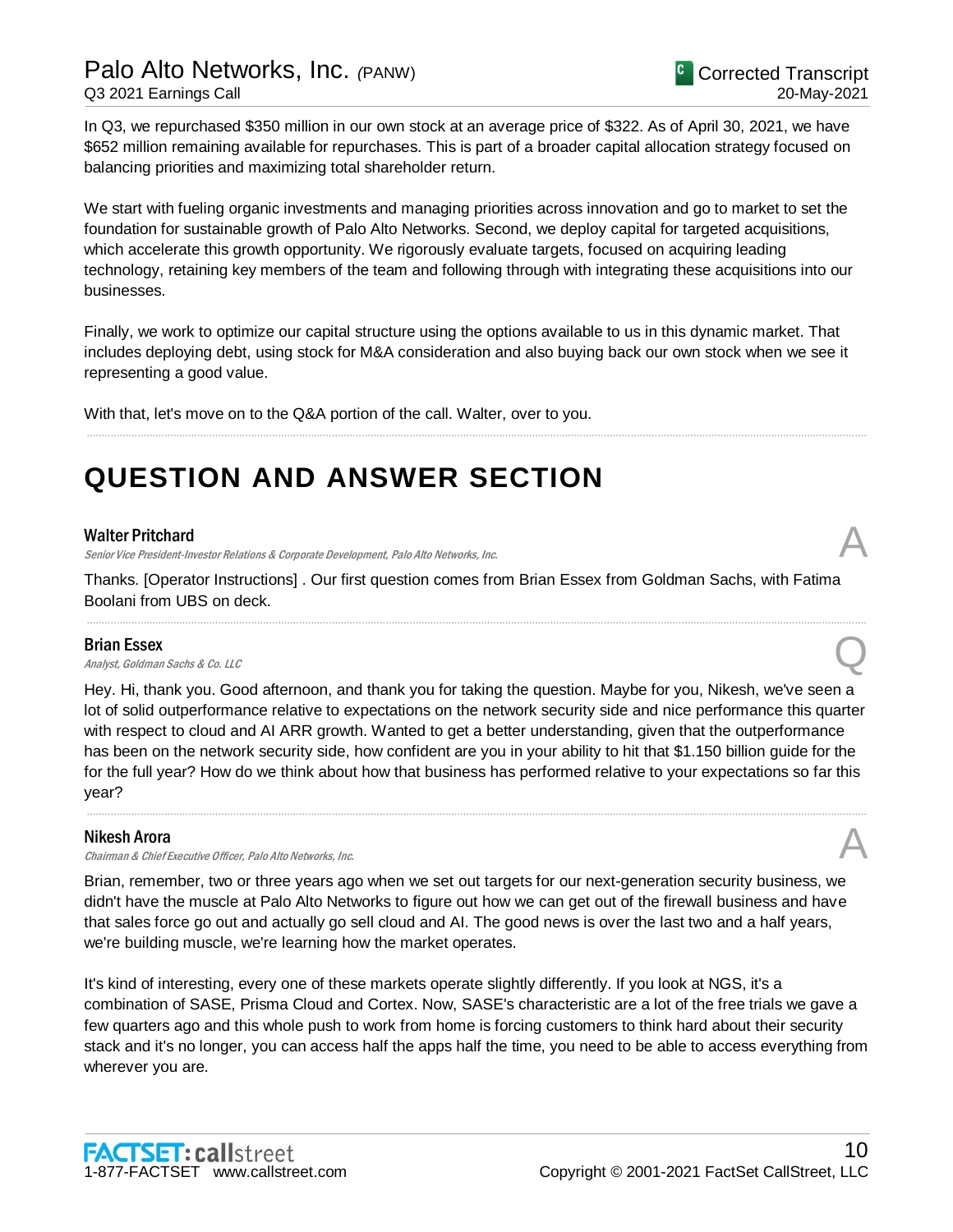In Q3, we repurchased $350 million in our own stock at an average price of $322. As of April 30, 2021, we have $652 million remaining available for repurchases. This is part of a broader capital allocation strategy focused on balancing priorities and maximizing total shareholder return.

We start with fueling organic investments and managing priorities across innovation and go to market to set the foundation for sustainable growth of Palo Alto Networks. Second, we deploy capital for targeted acquisitions, which accelerate this growth opportunity. We rigorously evaluate targets, focused on acquiring leading technology, retaining key members of the team and following through with integrating these acquisitions into our businesses.

Finally, we work to optimize our capital structure using the options available to us in this dynamic market. That includes deploying debt, using stock for M&A consideration and also buying back our own stock when we see it representing a good value.

With that, let's move on to the Q&A portion of the call. Walter, over to you.

# QUESTION AND ANSWER SECTION

**Walter Pritchard**
*Senior Vice President-Investor Relations & Corporate Development, Palo Alto Networks, Inc.*

A

Thanks. [Operator Instructions] . Our first question comes from Brian Essex from Goldman Sachs, with Fatima Boolani from UBS on deck.

**Brian Essex**
*Analyst, Goldman Sachs & Co. LLC*

Q

Hey. Hi, thank you. Good afternoon, and thank you for taking the question. Maybe for you, Nikesh, we've seen a lot of solid outperformance relative to expectations on the network security side and nice performance this quarter with respect to cloud and AI ARR growth. Wanted to get a better understanding, given that the outperformance has been on the network security side, how confident are you in your ability to hit that $1.150 billion guide for the for the full year? How do we think about how that business has performed relative to your expectations so far this year?

**Nikesh Arora**
*Chairman & Chief Executive Officer, Palo Alto Networks, Inc.*

A

Brian, remember, two or three years ago when we set out targets for our next-generation security business, we didn't have the muscle at Palo Alto Networks to figure out how we can get out of the firewall business and have that sales force go out and actually go sell cloud and AI. The good news is over the last two and a half years, we're building muscle, we're learning how the market operates.

It's kind of interesting, every one of these markets operate slightly differently. If you look at NGS, it's a combination of SASE, Prisma Cloud and Cortex. Now, SASE's characteristic are a lot of the free trials we gave a few quarters ago and this whole push to work from home is forcing customers to think hard about their security stack and it's no longer, you can access half the apps half the time, you need to be able to access everything from wherever you are.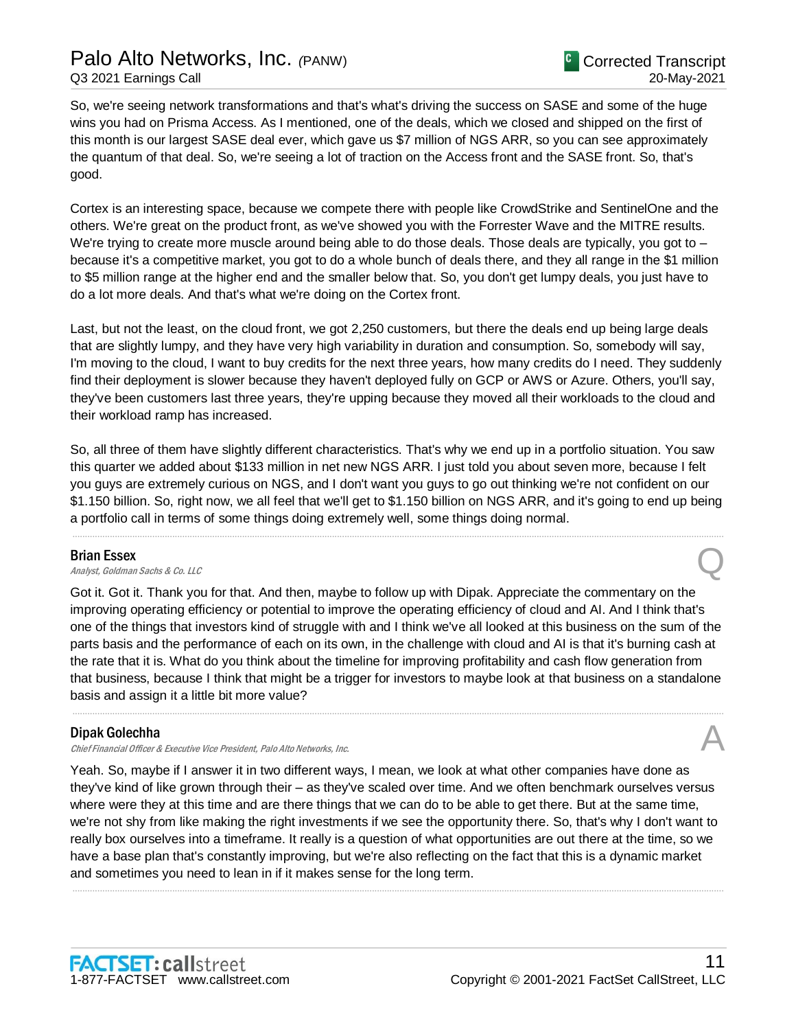So, we're seeing network transformations and that's what's driving the success on SASE and some of the huge wins you had on Prisma Access. As I mentioned, one of the deals, which we closed and shipped on the first of this month is our largest SASE deal ever, which gave us $7 million of NGS ARR, so you can see approximately the quantum of that deal. So, we're seeing a lot of traction on the Access front and the SASE front. So, that's good.

Cortex is an interesting space, because we compete there with people like CrowdStrike and SentinelOne and the others. We're great on the product front, as we've showed you with the Forrester Wave and the MITRE results. We're trying to create more muscle around being able to do those deals. Those deals are typically, you got to – because it's a competitive market, you got to do a whole bunch of deals there, and they all range in the $1 million to $5 million range at the higher end and the smaller below that. So, you don't get lumpy deals, you just have to do a lot more deals. And that's what we're doing on the Cortex front.

Last, but not the least, on the cloud front, we got 2,250 customers, but there the deals end up being large deals that are slightly lumpy, and they have very high variability in duration and consumption. So, somebody will say, I'm moving to the cloud, I want to buy credits for the next three years, how many credits do I need. They suddenly find their deployment is slower because they haven't deployed fully on GCP or AWS or Azure. Others, you'll say, they've been customers last three years, they're upping because they moved all their workloads to the cloud and their workload ramp has increased.

So, all three of them have slightly different characteristics. That's why we end up in a portfolio situation. You saw this quarter we added about $133 million in net new NGS ARR. I just told you about seven more, because I felt you guys are extremely curious on NGS, and I don't want you guys to go out thinking we're not confident on our $1.150 billion. So, right now, we all feel that we'll get to $1.150 billion on NGS ARR, and it's going to end up being a portfolio call in terms of some things doing extremely well, some things doing normal.

---

**Brian Essex**
*Analyst, Goldman Sachs & Co. LLC* **Q**

Got it. Got it. Thank you for that. And then, maybe to follow up with Dipak. Appreciate the commentary on the improving operating efficiency or potential to improve the operating efficiency of cloud and AI. And I think that's one of the things that investors kind of struggle with and I think we've all looked at this business on the sum of the parts basis and the performance of each on its own, in the challenge with cloud and AI is that it's burning cash at the rate that it is. What do you think about the timeline for improving profitability and cash flow generation from that business, because I think that might be a trigger for investors to maybe look at that business on a standalone basis and assign it a little bit more value?

---

**Dipak Golechha**
*Chief Financial Officer & Executive Vice President, Palo Alto Networks, Inc.* **A**

Yeah. So, maybe if I answer it in two different ways, I mean, we look at what other companies have done as they've kind of like grown through their – as they've scaled over time. And we often benchmark ourselves versus where were they at this time and are there things that we can do to be able to get there. But at the same time, we're not shy from like making the right investments if we see the opportunity there. So, that's why I don't want to really box ourselves into a timeframe. It really is a question of what opportunities are out there at the time, so we have a base plan that's constantly improving, but we're also reflecting on the fact that this is a dynamic market and sometimes you need to lean in if it makes sense for the long term.

---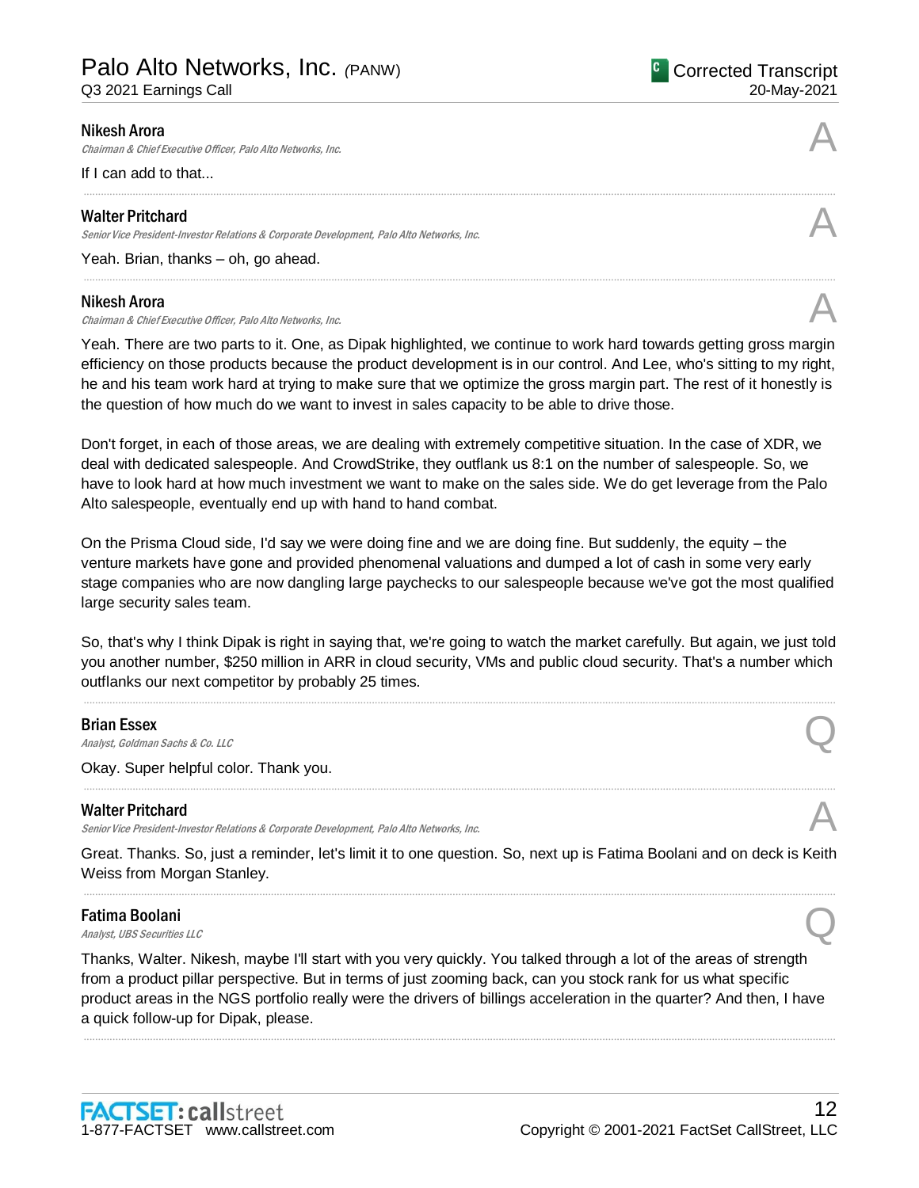**Nikesh Arora**
*Chairman & Chief Executive Officer, Palo Alto Networks, Inc.*

A

If I can add to that...

---

**Walter Pritchard**
*Senior Vice President-Investor Relations & Corporate Development, Palo Alto Networks, Inc.*

A

Yeah. Brian, thanks – oh, go ahead.

---

**Nikesh Arora**
*Chairman & Chief Executive Officer, Palo Alto Networks, Inc.*

A

Yeah. There are two parts to it. One, as Dipak highlighted, we continue to work hard towards getting gross margin efficiency on those products because the product development is in our control. And Lee, who's sitting to my right, he and his team work hard at trying to make sure that we optimize the gross margin part. The rest of it honestly is the question of how much do we want to invest in sales capacity to be able to drive those.

Don't forget, in each of those areas, we are dealing with extremely competitive situation. In the case of XDR, we deal with dedicated salespeople. And CrowdStrike, they outflank us 8:1 on the number of salespeople. So, we have to look hard at how much investment we want to make on the sales side. We do get leverage from the Palo Alto salespeople, eventually end up with hand to hand combat.

On the Prisma Cloud side, I'd say we were doing fine and we are doing fine. But suddenly, the equity – the venture markets have gone and provided phenomenal valuations and dumped a lot of cash in some very early stage companies who are now dangling large paychecks to our salespeople because we've got the most qualified large security sales team.

So, that's why I think Dipak is right in saying that, we're going to watch the market carefully. But again, we just told you another number, $250 million in ARR in cloud security, VMs and public cloud security. That's a number which outflanks our next competitor by probably 25 times.

---

**Brian Essex**
*Analyst, Goldman Sachs & Co. LLC*

Q

Okay. Super helpful color. Thank you.

---

**Walter Pritchard**
*Senior Vice President-Investor Relations & Corporate Development, Palo Alto Networks, Inc.*

A

Great. Thanks. So, just a reminder, let's limit it to one question. So, next up is Fatima Boolani and on deck is Keith Weiss from Morgan Stanley.

---

**Fatima Boolani**
*Analyst, UBS Securities LLC*

Q

Thanks, Walter. Nikesh, maybe I'll start with you very quickly. You talked through a lot of the areas of strength from a product pillar perspective. But in terms of just zooming back, can you stock rank for us what specific product areas in the NGS portfolio really were the drivers of billings acceleration in the quarter? And then, I have a quick follow-up for Dipak, please.

---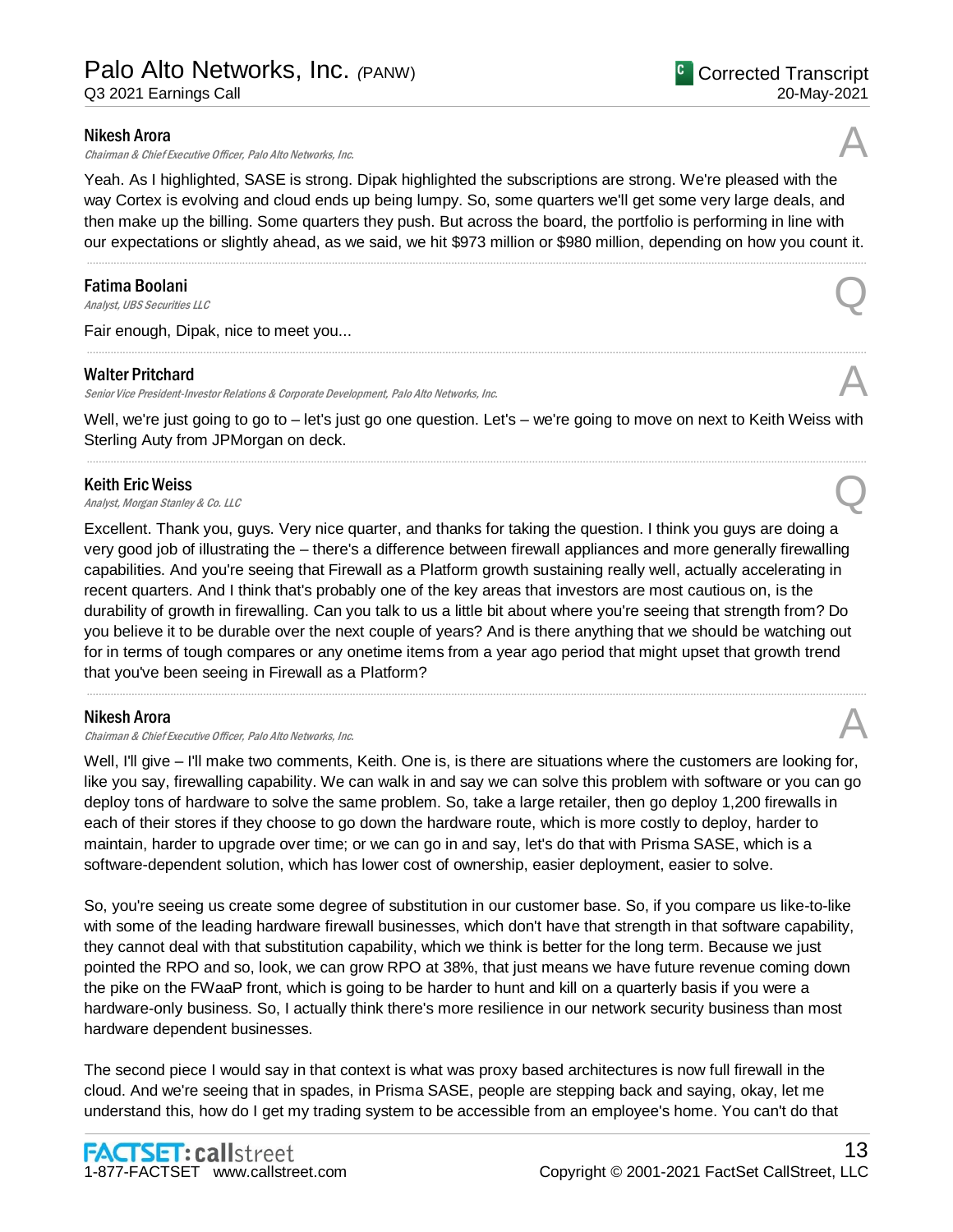**Nikesh Arora**
*Chairman & Chief Executive Officer, Palo Alto Networks, Inc.*

A

Yeah. As I highlighted, SASE is strong. Dipak highlighted the subscriptions are strong. We're pleased with the way Cortex is evolving and cloud ends up being lumpy. So, some quarters we'll get some very large deals, and then make up the billing. Some quarters they push. But across the board, the portfolio is performing in line with our expectations or slightly ahead, as we said, we hit $973 million or $980 million, depending on how you count it.

---

**Fatima Boolani**
*Analyst, UBS Securities LLC*

Q

Fair enough, Dipak, nice to meet you...

---

**Walter Pritchard**
*Senior Vice President-Investor Relations & Corporate Development, Palo Alto Networks, Inc.*

A

Well, we're just going to go to – let's just go one question. Let's – we're going to move on next to Keith Weiss with Sterling Auty from JPMorgan on deck.

---

**Keith Eric Weiss**
*Analyst, Morgan Stanley & Co. LLC*

Q

Excellent. Thank you, guys. Very nice quarter, and thanks for taking the question. I think you guys are doing a very good job of illustrating the – there's a difference between firewall appliances and more generally firewalling capabilities. And you're seeing that Firewall as a Platform growth sustaining really well, actually accelerating in recent quarters. And I think that's probably one of the key areas that investors are most cautious on, is the durability of growth in firewalling. Can you talk to us a little bit about where you're seeing that strength from? Do you believe it to be durable over the next couple of years? And is there anything that we should be watching out for in terms of tough compares or any onetime items from a year ago period that might upset that growth trend that you've been seeing in Firewall as a Platform?

---

**Nikesh Arora**
*Chairman & Chief Executive Officer, Palo Alto Networks, Inc.*

A

Well, I'll give – I'll make two comments, Keith. One is, is there are situations where the customers are looking for, like you say, firewalling capability. We can walk in and say we can solve this problem with software or you can go deploy tons of hardware to solve the same problem. So, take a large retailer, then go deploy 1,200 firewalls in each of their stores if they choose to go down the hardware route, which is more costly to deploy, harder to maintain, harder to upgrade over time; or we can go in and say, let's do that with Prisma SASE, which is a software-dependent solution, which has lower cost of ownership, easier deployment, easier to solve.

So, you're seeing us create some degree of substitution in our customer base. So, if you compare us like-to-like with some of the leading hardware firewall businesses, which don't have that strength in that software capability, they cannot deal with that substitution capability, which we think is better for the long term. Because we just pointed the RPO and so, look, we can grow RPO at 38%, that just means we have future revenue coming down the pike on the FWaaP front, which is going to be harder to hunt and kill on a quarterly basis if you were a hardware-only business. So, I actually think there's more resilience in our network security business than most hardware dependent businesses.

The second piece I would say in that context is what was proxy based architectures is now full firewall in the cloud. And we're seeing that in spades, in Prisma SASE, people are stepping back and saying, okay, let me understand this, how do I get my trading system to be accessible from an employee's home. You can't do that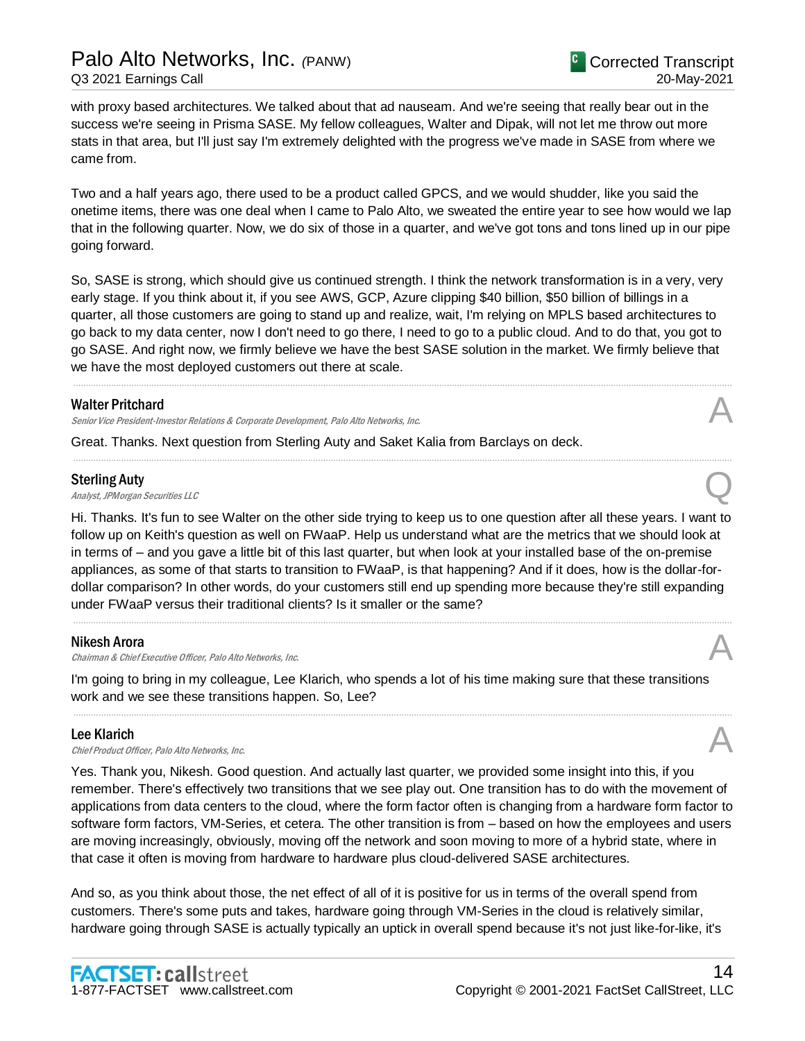with proxy based architectures. We talked about that ad nauseam. And we're seeing that really bear out in the success we're seeing in Prisma SASE. My fellow colleagues, Walter and Dipak, will not let me throw out more stats in that area, but I'll just say I'm extremely delighted with the progress we've made in SASE from where we came from.

Two and a half years ago, there used to be a product called GPCS, and we would shudder, like you said the onetime items, there was one deal when I came to Palo Alto, we sweated the entire year to see how would we lap that in the following quarter. Now, we do six of those in a quarter, and we've got tons and tons lined up in our pipe going forward.

So, SASE is strong, which should give us continued strength. I think the network transformation is in a very, very early stage. If you think about it, if you see AWS, GCP, Azure clipping $40 billion, $50 billion of billings in a quarter, all those customers are going to stand up and realize, wait, I'm relying on MPLS based architectures to go back to my data center, now I don't need to go there, I need to go to a public cloud. And to do that, you got to go SASE. And right now, we firmly believe we have the best SASE solution in the market. We firmly believe that we have the most deployed customers out there at scale.

---

**Walter Pritchard** — A
*Senior Vice President-Investor Relations & Corporate Development, Palo Alto Networks, Inc.*

Great. Thanks. Next question from Sterling Auty and Saket Kalia from Barclays on deck.

---

**Sterling Auty** — Q
*Analyst, JPMorgan Securities LLC*

Hi. Thanks. It's fun to see Walter on the other side trying to keep us to one question after all these years. I want to follow up on Keith's question as well on FWaaP. Help us understand what are the metrics that we should look at in terms of – and you gave a little bit of this last quarter, but when look at your installed base of the on-premise appliances, as some of that starts to transition to FWaaP, is that happening? And if it does, how is the dollar-for-dollar comparison? In other words, do your customers still end up spending more because they're still expanding under FWaaP versus their traditional clients? Is it smaller or the same?

---

**Nikesh Arora** — A
*Chairman & Chief Executive Officer, Palo Alto Networks, Inc.*

I'm going to bring in my colleague, Lee Klarich, who spends a lot of his time making sure that these transitions work and we see these transitions happen. So, Lee?

---

**Lee Klarich** — A
*Chief Product Officer, Palo Alto Networks, Inc.*

Yes. Thank you, Nikesh. Good question. And actually last quarter, we provided some insight into this, if you remember. There's effectively two transitions that we see play out. One transition has to do with the movement of applications from data centers to the cloud, where the form factor often is changing from a hardware form factor to software form factors, VM-Series, et cetera. The other transition is from – based on how the employees and users are moving increasingly, obviously, moving off the network and soon moving to more of a hybrid state, where in that case it often is moving from hardware to hardware plus cloud-delivered SASE architectures.

And so, as you think about those, the net effect of all of it is positive for us in terms of the overall spend from customers. There's some puts and takes, hardware going through VM-Series in the cloud is relatively similar, hardware going through SASE is actually typically an uptick in overall spend because it's not just like-for-like, it's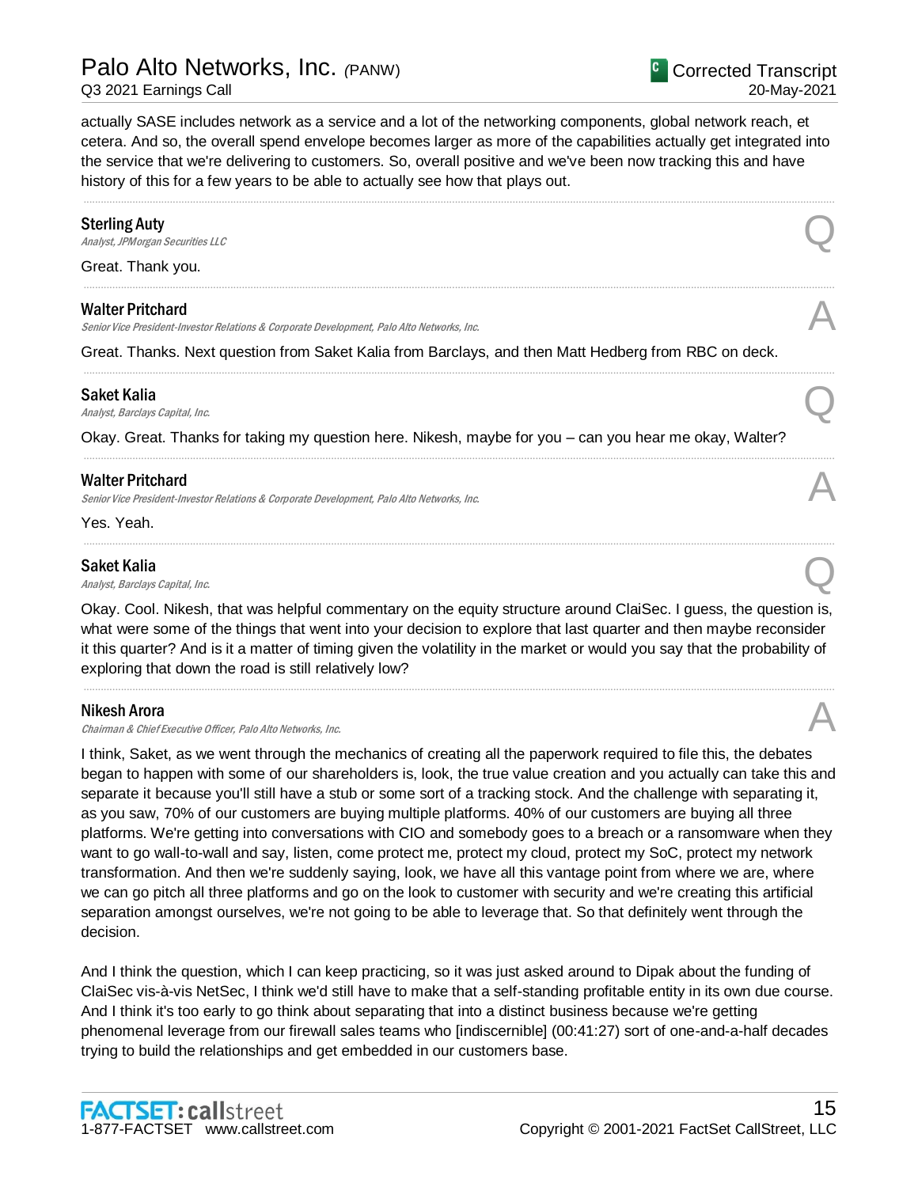actually SASE includes network as a service and a lot of the networking components, global network reach, et cetera. And so, the overall spend envelope becomes larger as more of the capabilities actually get integrated into the service that we're delivering to customers. So, overall positive and we've been now tracking this and have history of this for a few years to be able to actually see how that plays out.

---

**Sterling Auty**
*Analyst, JPMorgan Securities LLC* **Q**

Great. Thank you.

---

**Walter Pritchard**
*Senior Vice President-Investor Relations & Corporate Development, Palo Alto Networks, Inc.* **A**

Great. Thanks. Next question from Saket Kalia from Barclays, and then Matt Hedberg from RBC on deck.

---

**Saket Kalia**
*Analyst, Barclays Capital, Inc.* **Q**

Okay. Great. Thanks for taking my question here. Nikesh, maybe for you – can you hear me okay, Walter?

---

**Walter Pritchard**
*Senior Vice President-Investor Relations & Corporate Development, Palo Alto Networks, Inc.* **A**

Yes. Yeah.

---

**Saket Kalia**
*Analyst, Barclays Capital, Inc.* **Q**

Okay. Cool. Nikesh, that was helpful commentary on the equity structure around ClaiSec. I guess, the question is, what were some of the things that went into your decision to explore that last quarter and then maybe reconsider it this quarter? And is it a matter of timing given the volatility in the market or would you say that the probability of exploring that down the road is still relatively low?

---

**Nikesh Arora**
*Chairman & Chief Executive Officer, Palo Alto Networks, Inc.* **A**

I think, Saket, as we went through the mechanics of creating all the paperwork required to file this, the debates began to happen with some of our shareholders is, look, the true value creation and you actually can take this and separate it because you'll still have a stub or some sort of a tracking stock. And the challenge with separating it, as you saw, 70% of our customers are buying multiple platforms. 40% of our customers are buying all three platforms. We're getting into conversations with CIO and somebody goes to a breach or a ransomware when they want to go wall-to-wall and say, listen, come protect me, protect my cloud, protect my SoC, protect my network transformation. And then we're suddenly saying, look, we have all this vantage point from where we are, where we can go pitch all three platforms and go on the look to customer with security and we're creating this artificial separation amongst ourselves, we're not going to be able to leverage that. So that definitely went through the decision.

And I think the question, which I can keep practicing, so it was just asked around to Dipak about the funding of ClaiSec vis-à-vis NetSec, I think we'd still have to make that a self-standing profitable entity in its own due course. And I think it's too early to go think about separating that into a distinct business because we're getting phenomenal leverage from our firewall sales teams who [indiscernible] (00:41:27) sort of one-and-a-half decades trying to build the relationships and get embedded in our customers base.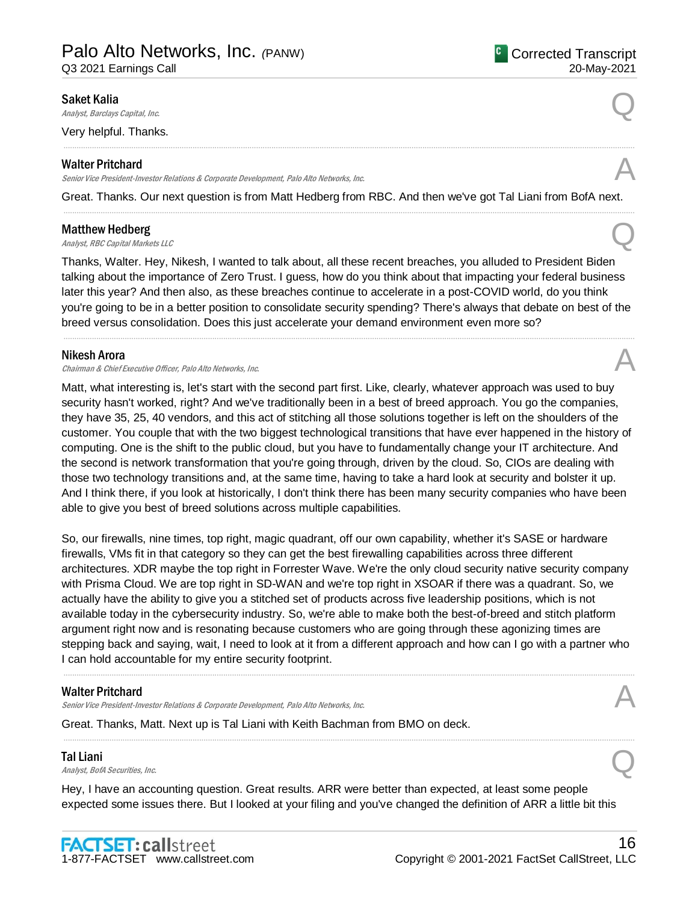**Saket Kalia**
*Analyst, Barclays Capital, Inc.*

Q

Very helpful. Thanks.

---

**Walter Pritchard**
*Senior Vice President-Investor Relations & Corporate Development, Palo Alto Networks, Inc.*

A

Great. Thanks. Our next question is from Matt Hedberg from RBC. And then we've got Tal Liani from BofA next.

---

**Matthew Hedberg**
*Analyst, RBC Capital Markets LLC*

Q

Thanks, Walter. Hey, Nikesh, I wanted to talk about, all these recent breaches, you alluded to President Biden talking about the importance of Zero Trust. I guess, how do you think about that impacting your federal business later this year? And then also, as these breaches continue to accelerate in a post-COVID world, do you think you're going to be in a better position to consolidate security spending? There's always that debate on best of the breed versus consolidation. Does this just accelerate your demand environment even more so?

---

**Nikesh Arora**
*Chairman & Chief Executive Officer, Palo Alto Networks, Inc.*

A

Matt, what interesting is, let's start with the second part first. Like, clearly, whatever approach was used to buy security hasn't worked, right? And we've traditionally been in a best of breed approach. You go the companies, they have 35, 25, 40 vendors, and this act of stitching all those solutions together is left on the shoulders of the customer. You couple that with the two biggest technological transitions that have ever happened in the history of computing. One is the shift to the public cloud, but you have to fundamentally change your IT architecture. And the second is network transformation that you're going through, driven by the cloud. So, CIOs are dealing with those two technology transitions and, at the same time, having to take a hard look at security and bolster it up. And I think there, if you look at historically, I don't think there has been many security companies who have been able to give you best of breed solutions across multiple capabilities.

So, our firewalls, nine times, top right, magic quadrant, off our own capability, whether it's SASE or hardware firewalls, VMs fit in that category so they can get the best firewalling capabilities across three different architectures. XDR maybe the top right in Forrester Wave. We're the only cloud security native security company with Prisma Cloud. We are top right in SD-WAN and we're top right in XSOAR if there was a quadrant. So, we actually have the ability to give you a stitched set of products across five leadership positions, which is not available today in the cybersecurity industry. So, we're able to make both the best-of-breed and stitch platform argument right now and is resonating because customers who are going through these agonizing times are stepping back and saying, wait, I need to look at it from a different approach and how can I go with a partner who I can hold accountable for my entire security footprint.

---

**Walter Pritchard**
*Senior Vice President-Investor Relations & Corporate Development, Palo Alto Networks, Inc.*

A

Great. Thanks, Matt. Next up is Tal Liani with Keith Bachman from BMO on deck.

---

**Tal Liani**
*Analyst, BofA Securities, Inc.*

Q

Hey, I have an accounting question. Great results. ARR were better than expected, at least some people expected some issues there. But I looked at your filing and you've changed the definition of ARR a little bit this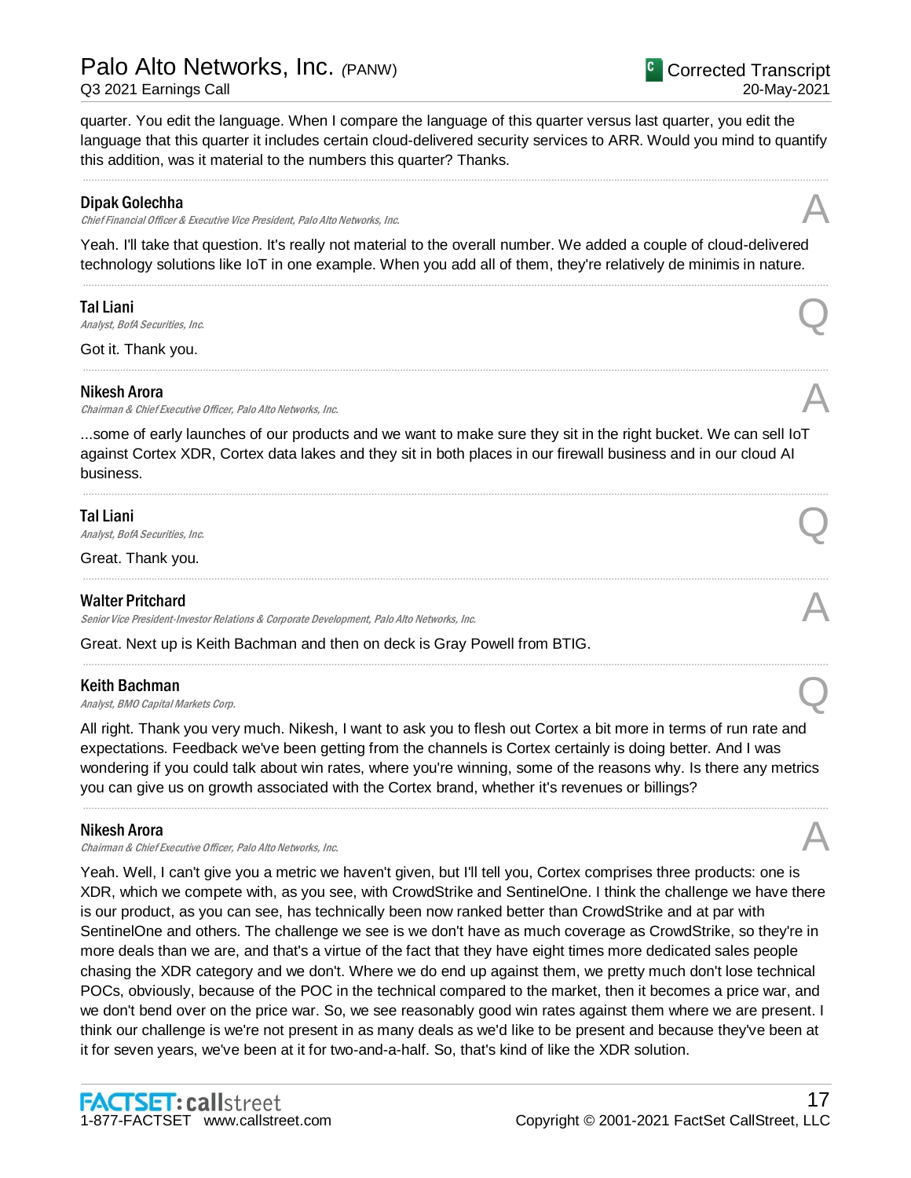quarter. You edit the language. When I compare the language of this quarter versus last quarter, you edit the language that this quarter it includes certain cloud-delivered security services to ARR. Would you mind to quantify this addition, was it material to the numbers this quarter? Thanks.

---

**Dipak Golechha**
*Chief Financial Officer & Executive Vice President, Palo Alto Networks, Inc.* **A**

Yeah. I'll take that question. It's really not material to the overall number. We added a couple of cloud-delivered technology solutions like IoT in one example. When you add all of them, they're relatively de minimis in nature.

---

**Tal Liani**
*Analyst, BofA Securities, Inc.* **Q**

Got it. Thank you.

---

**Nikesh Arora**
*Chairman & Chief Executive Officer, Palo Alto Networks, Inc.* **A**

...some of early launches of our products and we want to make sure they sit in the right bucket. We can sell IoT against Cortex XDR, Cortex data lakes and they sit in both places in our firewall business and in our cloud AI business.

---

**Tal Liani**
*Analyst, BofA Securities, Inc.* **Q**

Great. Thank you.

---

**Walter Pritchard**
*Senior Vice President-Investor Relations & Corporate Development, Palo Alto Networks, Inc.* **A**

Great. Next up is Keith Bachman and then on deck is Gray Powell from BTIG.

---

**Keith Bachman**
*Analyst, BMO Capital Markets Corp.* **Q**

All right. Thank you very much. Nikesh, I want to ask you to flesh out Cortex a bit more in terms of run rate and expectations. Feedback we've been getting from the channels is Cortex certainly is doing better. And I was wondering if you could talk about win rates, where you're winning, some of the reasons why. Is there any metrics you can give us on growth associated with the Cortex brand, whether it's revenues or billings?

---

**Nikesh Arora**
*Chairman & Chief Executive Officer, Palo Alto Networks, Inc.* **A**

Yeah. Well, I can't give you a metric we haven't given, but I'll tell you, Cortex comprises three products: one is XDR, which we compete with, as you see, with CrowdStrike and SentinelOne. I think the challenge we have there is our product, as you can see, has technically been now ranked better than CrowdStrike and at par with SentinelOne and others. The challenge we see is we don't have as much coverage as CrowdStrike, so they're in more deals than we are, and that's a virtue of the fact that they have eight times more dedicated sales people chasing the XDR category and we don't. Where we do end up against them, we pretty much don't lose technical POCs, obviously, because of the POC in the technical compared to the market, then it becomes a price war, and we don't bend over on the price war. So, we see reasonably good win rates against them where we are present. I think our challenge is we're not present in as many deals as we'd like to be present and because they've been at it for seven years, we've been at it for two-and-a-half. So, that's kind of like the XDR solution.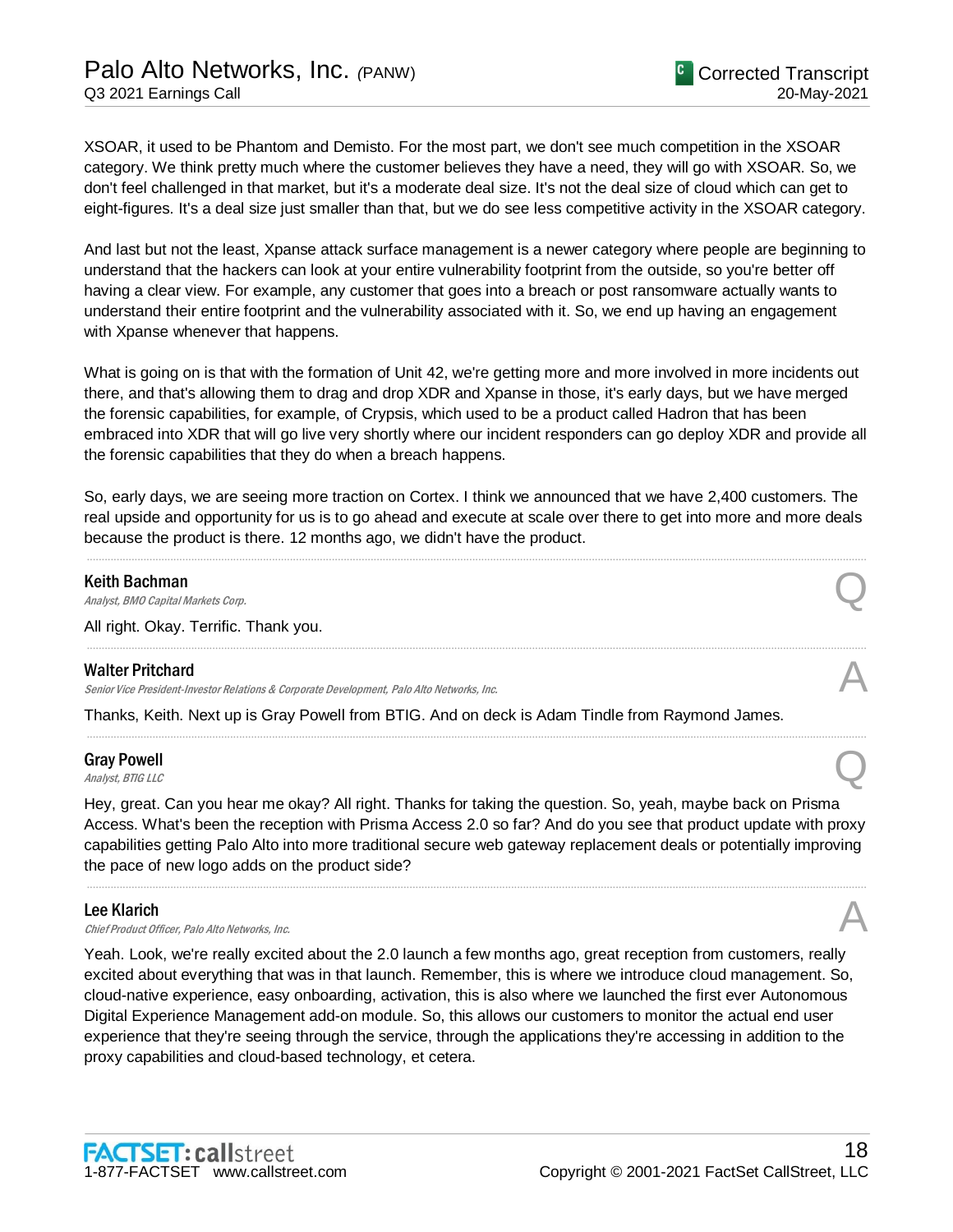XSOAR, it used to be Phantom and Demisto. For the most part, we don't see much competition in the XSOAR category. We think pretty much where the customer believes they have a need, they will go with XSOAR. So, we don't feel challenged in that market, but it's a moderate deal size. It's not the deal size of cloud which can get to eight-figures. It's a deal size just smaller than that, but we do see less competitive activity in the XSOAR category.

And last but not the least, Xpanse attack surface management is a newer category where people are beginning to understand that the hackers can look at your entire vulnerability footprint from the outside, so you're better off having a clear view. For example, any customer that goes into a breach or post ransomware actually wants to understand their entire footprint and the vulnerability associated with it. So, we end up having an engagement with Xpanse whenever that happens.

What is going on is that with the formation of Unit 42, we're getting more and more involved in more incidents out there, and that's allowing them to drag and drop XDR and Xpanse in those, it's early days, but we have merged the forensic capabilities, for example, of Crypsis, which used to be a product called Hadron that has been embraced into XDR that will go live very shortly where our incident responders can go deploy XDR and provide all the forensic capabilities that they do when a breach happens.

So, early days, we are seeing more traction on Cortex. I think we announced that we have 2,400 customers. The real upside and opportunity for us is to go ahead and execute at scale over there to get into more and more deals because the product is there. 12 months ago, we didn't have the product.

---

**Keith Bachman**
*Analyst, BMO Capital Markets Corp.* **Q**

All right. Okay. Terrific. Thank you.

---

**Walter Pritchard**
*Senior Vice President-Investor Relations & Corporate Development, Palo Alto Networks, Inc.* **A**

Thanks, Keith. Next up is Gray Powell from BTIG. And on deck is Adam Tindle from Raymond James.

---

**Gray Powell**
*Analyst, BTIG LLC* **Q**

Hey, great. Can you hear me okay? All right. Thanks for taking the question. So, yeah, maybe back on Prisma Access. What's been the reception with Prisma Access 2.0 so far? And do you see that product update with proxy capabilities getting Palo Alto into more traditional secure web gateway replacement deals or potentially improving the pace of new logo adds on the product side?

---

**Lee Klarich**
*Chief Product Officer, Palo Alto Networks, Inc.* **A**

Yeah. Look, we're really excited about the 2.0 launch a few months ago, great reception from customers, really excited about everything that was in that launch. Remember, this is where we introduce cloud management. So, cloud-native experience, easy onboarding, activation, this is also where we launched the first ever Autonomous Digital Experience Management add-on module. So, this allows our customers to monitor the actual end user experience that they're seeing through the service, through the applications they're accessing in addition to the proxy capabilities and cloud-based technology, et cetera.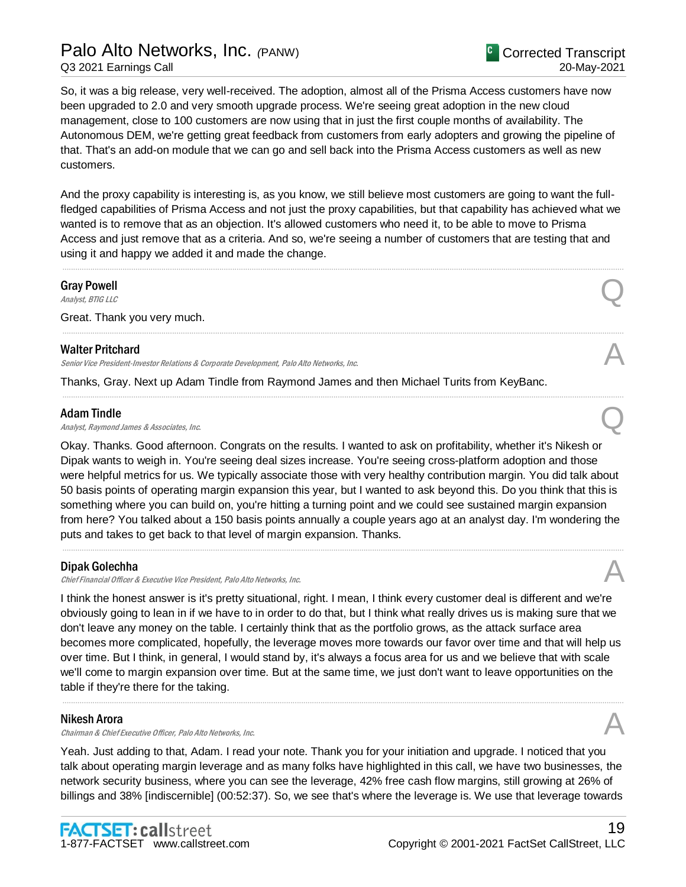So, it was a big release, very well-received. The adoption, almost all of the Prisma Access customers have now been upgraded to 2.0 and very smooth upgrade process. We're seeing great adoption in the new cloud management, close to 100 customers are now using that in just the first couple months of availability. The Autonomous DEM, we're getting great feedback from customers from early adopters and growing the pipeline of that. That's an add-on module that we can go and sell back into the Prisma Access customers as well as new customers.

And the proxy capability is interesting is, as you know, we still believe most customers are going to want the full-fledged capabilities of Prisma Access and not just the proxy capabilities, but that capability has achieved what we wanted is to remove that as an objection. It's allowed customers who need it, to be able to move to Prisma Access and just remove that as a criteria. And so, we're seeing a number of customers that are testing that and using it and happy we added it and made the change.

---

**Gray Powell**
*Analyst, BTIG LLC*

Q

Great. Thank you very much.

---

**Walter Pritchard**
*Senior Vice President-Investor Relations & Corporate Development, Palo Alto Networks, Inc.*

A

Thanks, Gray. Next up Adam Tindle from Raymond James and then Michael Turits from KeyBanc.

---

**Adam Tindle**
*Analyst, Raymond James & Associates, Inc.*

Q

Okay. Thanks. Good afternoon. Congrats on the results. I wanted to ask on profitability, whether it's Nikesh or Dipak wants to weigh in. You're seeing deal sizes increase. You're seeing cross-platform adoption and those were helpful metrics for us. We typically associate those with very healthy contribution margin. You did talk about 50 basis points of operating margin expansion this year, but I wanted to ask beyond this. Do you think that this is something where you can build on, you're hitting a turning point and we could see sustained margin expansion from here? You talked about a 150 basis points annually a couple years ago at an analyst day. I'm wondering the puts and takes to get back to that level of margin expansion. Thanks.

---

**Dipak Golechha**
*Chief Financial Officer & Executive Vice President, Palo Alto Networks, Inc.*

A

I think the honest answer is it's pretty situational, right. I mean, I think every customer deal is different and we're obviously going to lean in if we have to in order to do that, but I think what really drives us is making sure that we don't leave any money on the table. I certainly think that as the portfolio grows, as the attack surface area becomes more complicated, hopefully, the leverage moves more towards our favor over time and that will help us over time. But I think, in general, I would stand by, it's always a focus area for us and we believe that with scale we'll come to margin expansion over time. But at the same time, we just don't want to leave opportunities on the table if they're there for the taking.

---

**Nikesh Arora**
*Chairman & Chief Executive Officer, Palo Alto Networks, Inc.*

A

Yeah. Just adding to that, Adam. I read your note. Thank you for your initiation and upgrade. I noticed that you talk about operating margin leverage and as many folks have highlighted in this call, we have two businesses, the network security business, where you can see the leverage, 42% free cash flow margins, still growing at 26% of billings and 38% [indiscernible] (00:52:37). So, we see that's where the leverage is. We use that leverage towards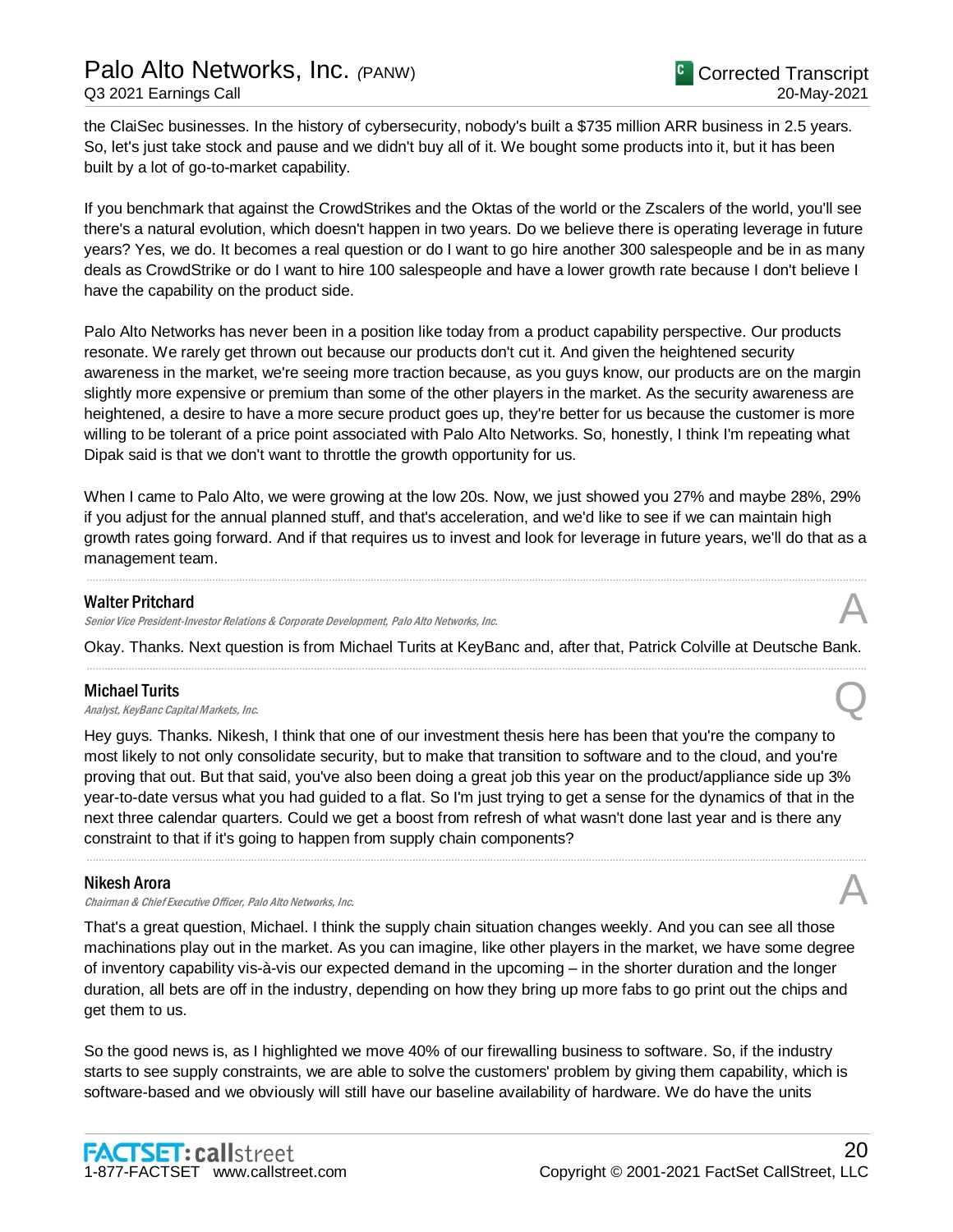the ClaiSec businesses. In the history of cybersecurity, nobody's built a $735 million ARR business in 2.5 years. So, let's just take stock and pause and we didn't buy all of it. We bought some products into it, but it has been built by a lot of go-to-market capability.

If you benchmark that against the CrowdStrikes and the Oktas of the world or the Zscalers of the world, you'll see there's a natural evolution, which doesn't happen in two years. Do we believe there is operating leverage in future years? Yes, we do. It becomes a real question or do I want to go hire another 300 salespeople and be in as many deals as CrowdStrike or do I want to hire 100 salespeople and have a lower growth rate because I don't believe I have the capability on the product side.

Palo Alto Networks has never been in a position like today from a product capability perspective. Our products resonate. We rarely get thrown out because our products don't cut it. And given the heightened security awareness in the market, we're seeing more traction because, as you guys know, our products are on the margin slightly more expensive or premium than some of the other players in the market. As the security awareness are heightened, a desire to have a more secure product goes up, they're better for us because the customer is more willing to be tolerant of a price point associated with Palo Alto Networks. So, honestly, I think I'm repeating what Dipak said is that we don't want to throttle the growth opportunity for us.

When I came to Palo Alto, we were growing at the low 20s. Now, we just showed you 27% and maybe 28%, 29% if you adjust for the annual planned stuff, and that's acceleration, and we'd like to see if we can maintain high growth rates going forward. And if that requires us to invest and look for leverage in future years, we'll do that as a management team.

---

**Walter Pritchard**
*Senior Vice President-Investor Relations & Corporate Development, Palo Alto Networks, Inc.* — A

Okay. Thanks. Next question is from Michael Turits at KeyBanc and, after that, Patrick Colville at Deutsche Bank.

---

**Michael Turits**
*Analyst, KeyBanc Capital Markets, Inc.* — Q

Hey guys. Thanks. Nikesh, I think that one of our investment thesis here has been that you're the company to most likely to not only consolidate security, but to make that transition to software and to the cloud, and you're proving that out. But that said, you've also been doing a great job this year on the product/appliance side up 3% year-to-date versus what you had guided to a flat. So I'm just trying to get a sense for the dynamics of that in the next three calendar quarters. Could we get a boost from refresh of what wasn't done last year and is there any constraint to that if it's going to happen from supply chain components?

---

**Nikesh Arora**
*Chairman & Chief Executive Officer, Palo Alto Networks, Inc.* — A

That's a great question, Michael. I think the supply chain situation changes weekly. And you can see all those machinations play out in the market. As you can imagine, like other players in the market, we have some degree of inventory capability vis-à-vis our expected demand in the upcoming – in the shorter duration and the longer duration, all bets are off in the industry, depending on how they bring up more fabs to go print out the chips and get them to us.

So the good news is, as I highlighted we move 40% of our firewalling business to software. So, if the industry starts to see supply constraints, we are able to solve the customers' problem by giving them capability, which is software-based and we obviously will still have our baseline availability of hardware. We do have the units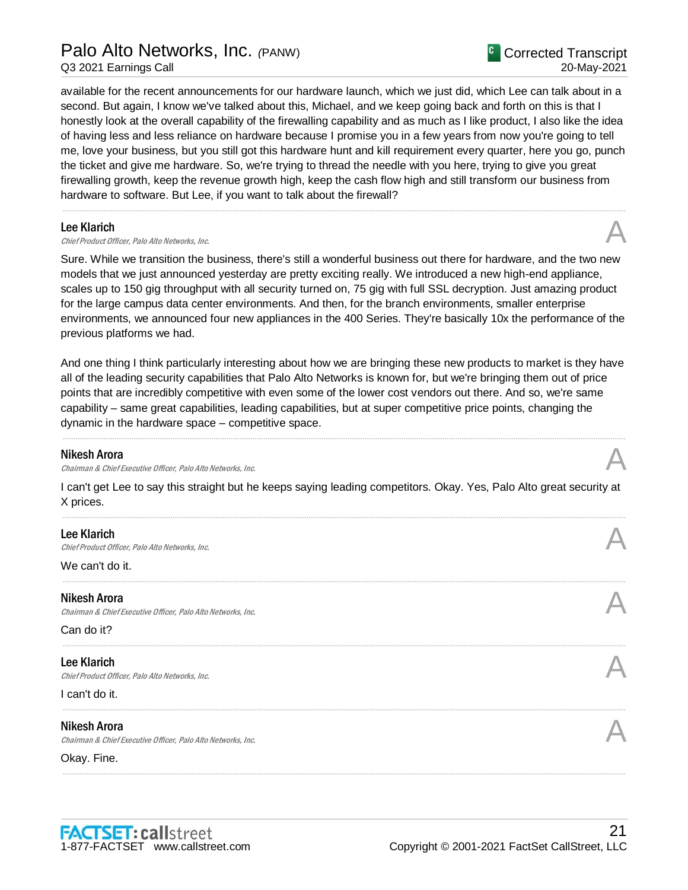available for the recent announcements for our hardware launch, which we just did, which Lee can talk about in a second. But again, I know we've talked about this, Michael, and we keep going back and forth on this is that I honestly look at the overall capability of the firewalling capability and as much as I like product, I also like the idea of having less and less reliance on hardware because I promise you in a few years from now you're going to tell me, love your business, but you still got this hardware hunt and kill requirement every quarter, here you go, punch the ticket and give me hardware. So, we're trying to thread the needle with you here, trying to give you great firewalling growth, keep the revenue growth high, keep the cash flow high and still transform our business from hardware to software. But Lee, if you want to talk about the firewall?

---

**Lee Klarich**
*Chief Product Officer, Palo Alto Networks, Inc.*

A

Sure. While we transition the business, there's still a wonderful business out there for hardware, and the two new models that we just announced yesterday are pretty exciting really. We introduced a new high-end appliance, scales up to 150 gig throughput with all security turned on, 75 gig with full SSL decryption. Just amazing product for the large campus data center environments. And then, for the branch environments, smaller enterprise environments, we announced four new appliances in the 400 Series. They're basically 10x the performance of the previous platforms we had.

And one thing I think particularly interesting about how we are bringing these new products to market is they have all of the leading security capabilities that Palo Alto Networks is known for, but we're bringing them out of price points that are incredibly competitive with even some of the lower cost vendors out there. And so, we're same capability – same great capabilities, leading capabilities, but at super competitive price points, changing the dynamic in the hardware space – competitive space.

---

**Nikesh Arora**
*Chairman & Chief Executive Officer, Palo Alto Networks, Inc.*

A

I can't get Lee to say this straight but he keeps saying leading competitors. Okay. Yes, Palo Alto great security at X prices.

---

**Lee Klarich**
*Chief Product Officer, Palo Alto Networks, Inc.*

A

We can't do it.

---

**Nikesh Arora**
*Chairman & Chief Executive Officer, Palo Alto Networks, Inc.*

A

Can do it?

---

**Lee Klarich**
*Chief Product Officer, Palo Alto Networks, Inc.*

A

I can't do it.

---

**Nikesh Arora**
*Chairman & Chief Executive Officer, Palo Alto Networks, Inc.*

A

Okay. Fine.

---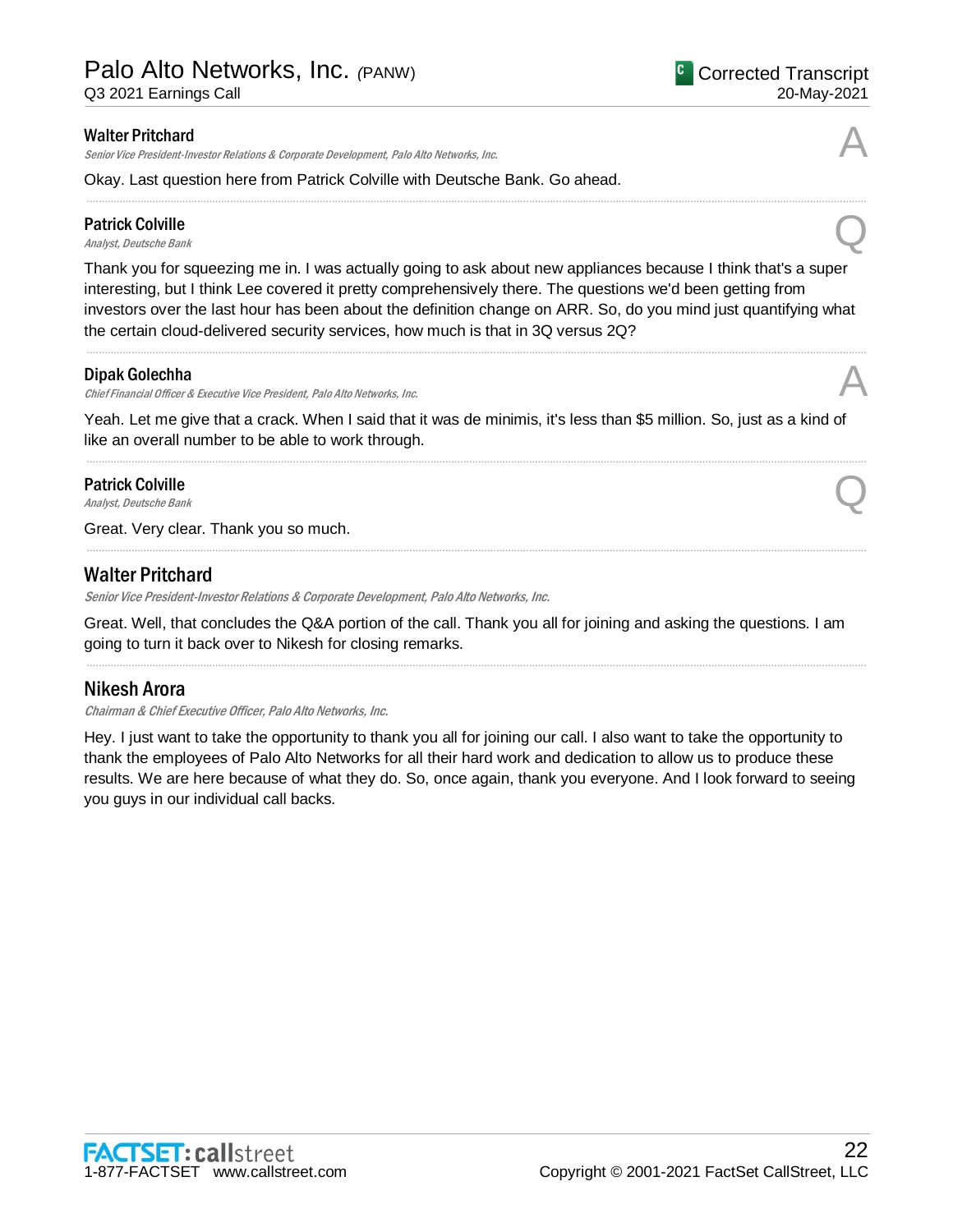**Walter Pritchard**
*Senior Vice President-Investor Relations & Corporate Development, Palo Alto Networks, Inc.*

A

Okay. Last question here from Patrick Colville with Deutsche Bank. Go ahead.

---

**Patrick Colville**
*Analyst, Deutsche Bank*

Q

Thank you for squeezing me in. I was actually going to ask about new appliances because I think that's a super interesting, but I think Lee covered it pretty comprehensively there. The questions we'd been getting from investors over the last hour has been about the definition change on ARR. So, do you mind just quantifying what the certain cloud-delivered security services, how much is that in 3Q versus 2Q?

---

**Dipak Golechha**
*Chief Financial Officer & Executive Vice President, Palo Alto Networks, Inc.*

A

Yeah. Let me give that a crack. When I said that it was de minimis, it's less than $5 million. So, just as a kind of like an overall number to be able to work through.

---

**Patrick Colville**
*Analyst, Deutsche Bank*

Q

Great. Very clear. Thank you so much.

---

## Walter Pritchard

*Senior Vice President-Investor Relations & Corporate Development, Palo Alto Networks, Inc.*

Great. Well, that concludes the Q&A portion of the call. Thank you all for joining and asking the questions. I am going to turn it back over to Nikesh for closing remarks.

---

## Nikesh Arora

*Chairman & Chief Executive Officer, Palo Alto Networks, Inc.*

Hey. I just want to take the opportunity to thank you all for joining our call. I also want to take the opportunity to thank the employees of Palo Alto Networks for all their hard work and dedication to allow us to produce these results. We are here because of what they do. So, once again, thank you everyone. And I look forward to seeing you guys in our individual call backs.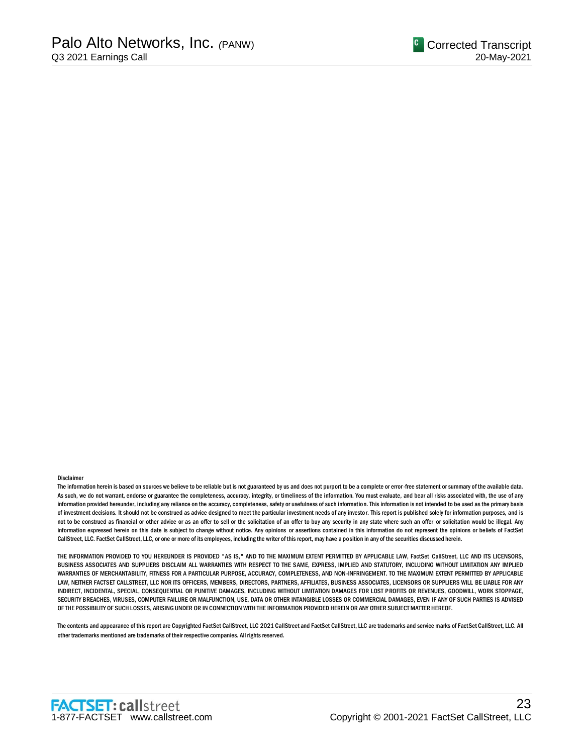Disclaimer

The information herein is based on sources we believe to be reliable but is not guaranteed by us and does not purport to be a complete or error-free statement or summary of the available data. As such, we do not warrant, endorse or guarantee the completeness, accuracy, integrity, or timeliness of the information. You must evaluate, and bear all risks associated with, the use of any information provided hereunder, including any reliance on the accuracy, completeness, safety or usefulness of such information. This information is not intended to be used as the primary basis of investment decisions. It should not be construed as advice designed to meet the particular investment needs of any investor. This report is published solely for information purposes, and is not to be construed as financial or other advice or as an offer to sell or the solicitation of an offer to buy any security in any state where such an offer or solicitation would be illegal. Any information expressed herein on this date is subject to change without notice. Any opinions or assertions contained in this information do not represent the opinions or beliefs of FactSet CallStreet, LLC. FactSet CallStreet, LLC, or one or more of its employees, including the writer of this report, may have a position in any of the securities discussed herein.

THE INFORMATION PROVIDED TO YOU HEREUNDER IS PROVIDED "AS IS," AND TO THE MAXIMUM EXTENT PERMITTED BY APPLICABLE LAW, FactSet CallStreet, LLC AND ITS LICENSORS, BUSINESS ASSOCIATES AND SUPPLIERS DISCLAIM ALL WARRANTIES WITH RESPECT TO THE SAME, EXPRESS, IMPLIED AND STATUTORY, INCLUDING WITHOUT LIMITATION ANY IMPLIED WARRANTIES OF MERCHANTABILITY, FITNESS FOR A PARTICULAR PURPOSE, ACCURACY, COMPLETENESS, AND NON-INFRINGEMENT. TO THE MAXIMUM EXTENT PERMITTED BY APPLICABLE LAW, NEITHER FACTSET CALLSTREET, LLC NOR ITS OFFICERS, MEMBERS, DIRECTORS, PARTNERS, AFFILIATES, BUSINESS ASSOCIATES, LICENSORS OR SUPPLIERS WILL BE LIABLE FOR ANY INDIRECT, INCIDENTAL, SPECIAL, CONSEQUENTIAL OR PUNITIVE DAMAGES, INCLUDING WITHOUT LIMITATION DAMAGES FOR LOST PROFITS OR REVENUES, GOODWILL, WORK STOPPAGE, SECURITY BREACHES, VIRUSES, COMPUTER FAILURE OR MALFUNCTION, USE, DATA OR OTHER INTANGIBLE LOSSES OR COMMERCIAL DAMAGES, EVEN IF ANY OF SUCH PARTIES IS ADVISED OF THE POSSIBILITY OF SUCH LOSSES, ARISING UNDER OR IN CONNECTION WITH THE INFORMATION PROVIDED HEREIN OR ANY OTHER SUBJECT MATTER HEREOF.

The contents and appearance of this report are Copyrighted FactSet CallStreet, LLC 2021 CallStreet and FactSet CallStreet, LLC are trademarks and service marks of FactSet CallStreet, LLC. All other trademarks mentioned are trademarks of their respective companies. All rights reserved.